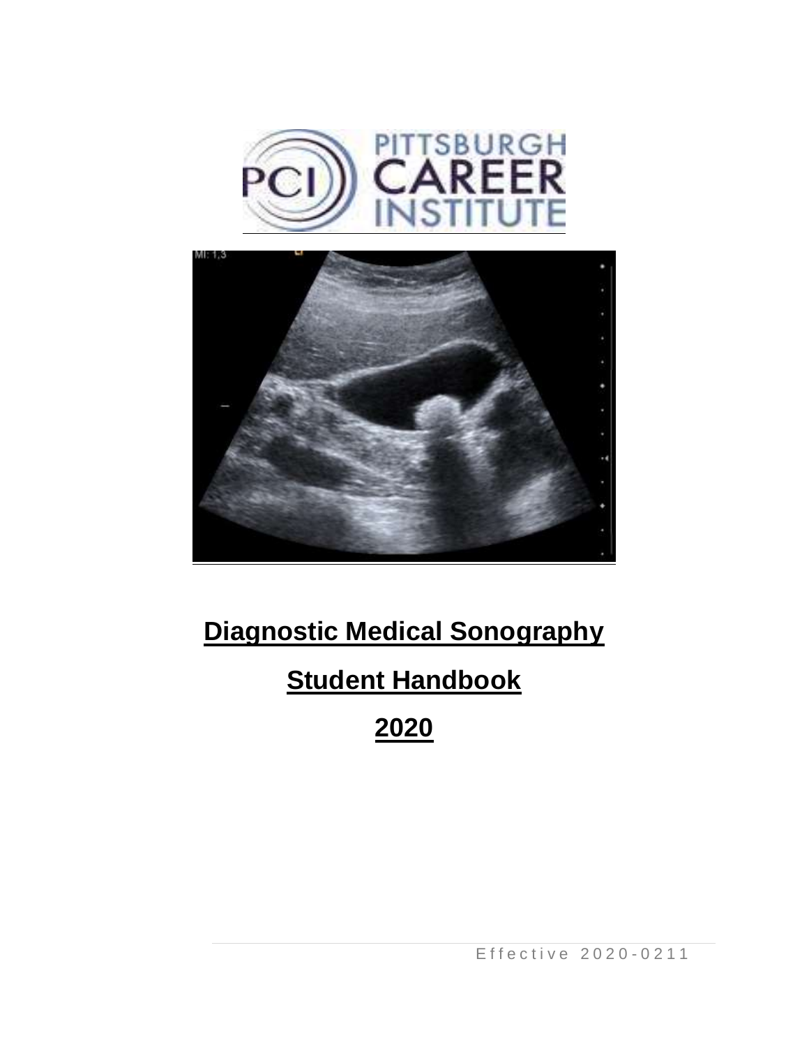# Diagnostic Medical Sonography

# Student Handbook

# 2020

Effective 2020-0211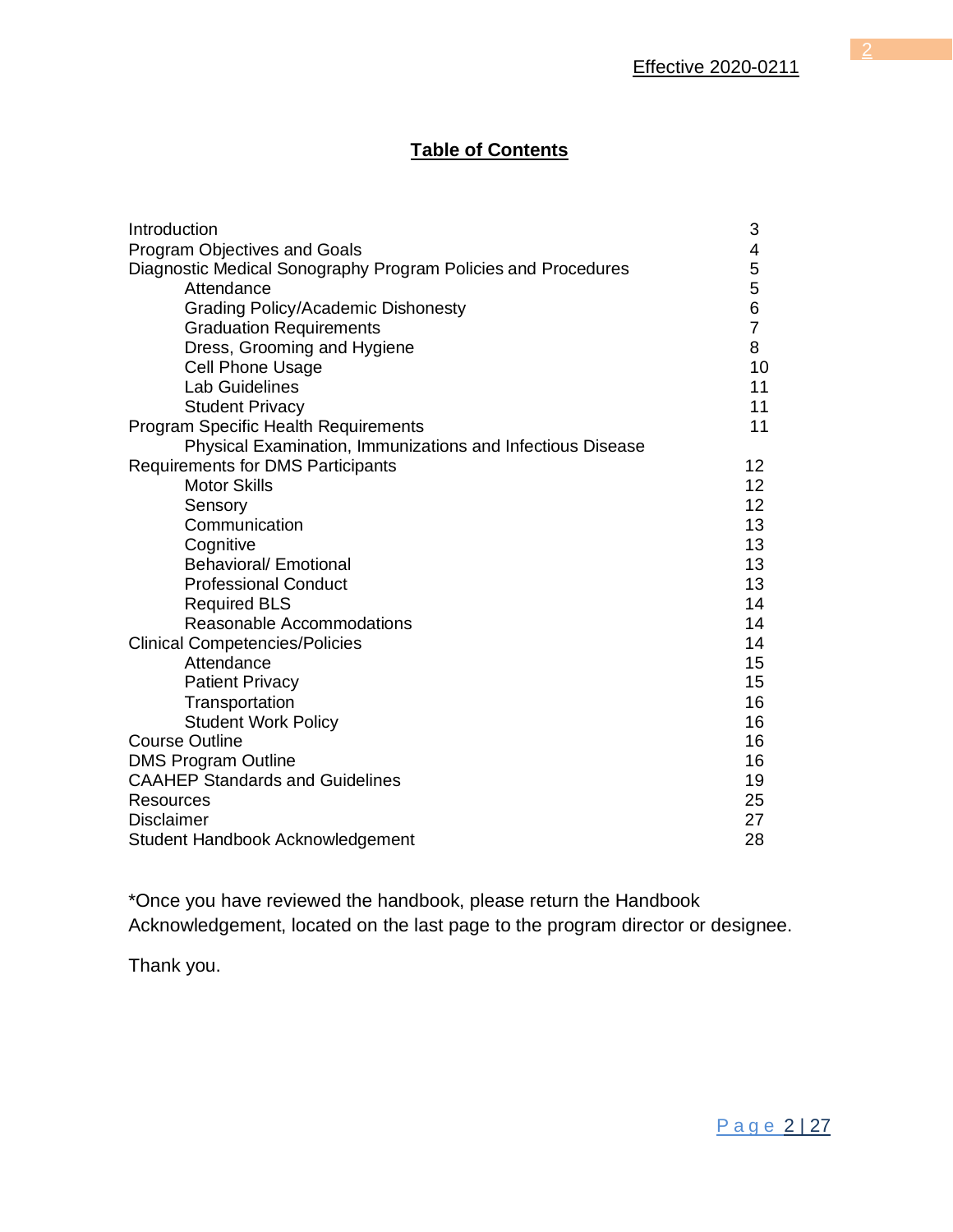Effective 2020-0211

# Table of Contents

| Section | Page |
|---|---|
| Introduction | 3 |
| Program Objectives and Goals | 4 |
| Diagnostic Medical Sonography Program Policies and Procedures | 5 |
| &nbsp;&nbsp;&nbsp;&nbsp;Attendance | 5 |
| &nbsp;&nbsp;&nbsp;&nbsp;Grading Policy/Academic Dishonesty | 6 |
| &nbsp;&nbsp;&nbsp;&nbsp;Graduation Requirements | 7 |
| &nbsp;&nbsp;&nbsp;&nbsp;Dress, Grooming and Hygiene | 8 |
| &nbsp;&nbsp;&nbsp;&nbsp;Cell Phone Usage | 10 |
| &nbsp;&nbsp;&nbsp;&nbsp;Lab Guidelines | 11 |
| &nbsp;&nbsp;&nbsp;&nbsp;Student Privacy | 11 |
| Program Specific Health Requirements | 11 |
| &nbsp;&nbsp;&nbsp;&nbsp;Physical Examination, Immunizations and Infectious Disease | |
| Requirements for DMS Participants | 12 |
| &nbsp;&nbsp;&nbsp;&nbsp;Motor Skills | 12 |
| &nbsp;&nbsp;&nbsp;&nbsp;Sensory | 12 |
| &nbsp;&nbsp;&nbsp;&nbsp;Communication | 13 |
| &nbsp;&nbsp;&nbsp;&nbsp;Cognitive | 13 |
| &nbsp;&nbsp;&nbsp;&nbsp;Behavioral/ Emotional | 13 |
| &nbsp;&nbsp;&nbsp;&nbsp;Professional Conduct | 13 |
| &nbsp;&nbsp;&nbsp;&nbsp;Required BLS | 14 |
| &nbsp;&nbsp;&nbsp;&nbsp;Reasonable Accommodations | 14 |
| Clinical Competencies/Policies | 14 |
| &nbsp;&nbsp;&nbsp;&nbsp;Attendance | 15 |
| &nbsp;&nbsp;&nbsp;&nbsp;Patient Privacy | 15 |
| &nbsp;&nbsp;&nbsp;&nbsp;Transportation | 16 |
| &nbsp;&nbsp;&nbsp;&nbsp;Student Work Policy | 16 |
| Course Outline | 16 |
| DMS Program Outline | 16 |
| CAAHEP Standards and Guidelines | 19 |
| Resources | 25 |
| Disclaimer | 27 |
| Student Handbook Acknowledgement | 28 |

*Once you have reviewed the handbook, please return the Handbook Acknowledgement, located on the last page to the program director or designee.

Thank you.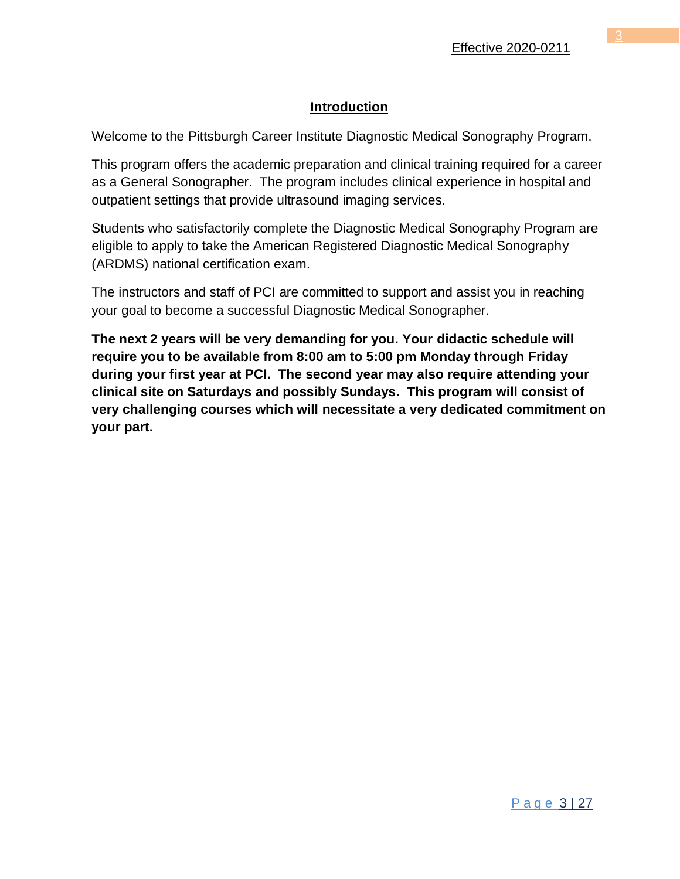## Introduction

Welcome to the Pittsburgh Career Institute Diagnostic Medical Sonography Program.

This program offers the academic preparation and clinical training required for a career as a General Sonographer. The program includes clinical experience in hospital and outpatient settings that provide ultrasound imaging services.

Students who satisfactorily complete the Diagnostic Medical Sonography Program are eligible to apply to take the American Registered Diagnostic Medical Sonography (ARDMS) national certification exam.

The instructors and staff of PCI are committed to support and assist you in reaching your goal to become a successful Diagnostic Medical Sonographer.

**The next 2 years will be very demanding for you. Your didactic schedule will require you to be available from 8:00 am to 5:00 pm Monday through Friday during your first year at PCI. The second year may also require attending your clinical site on Saturdays and possibly Sundays. This program will consist of very challenging courses which will necessitate a very dedicated commitment on your part.**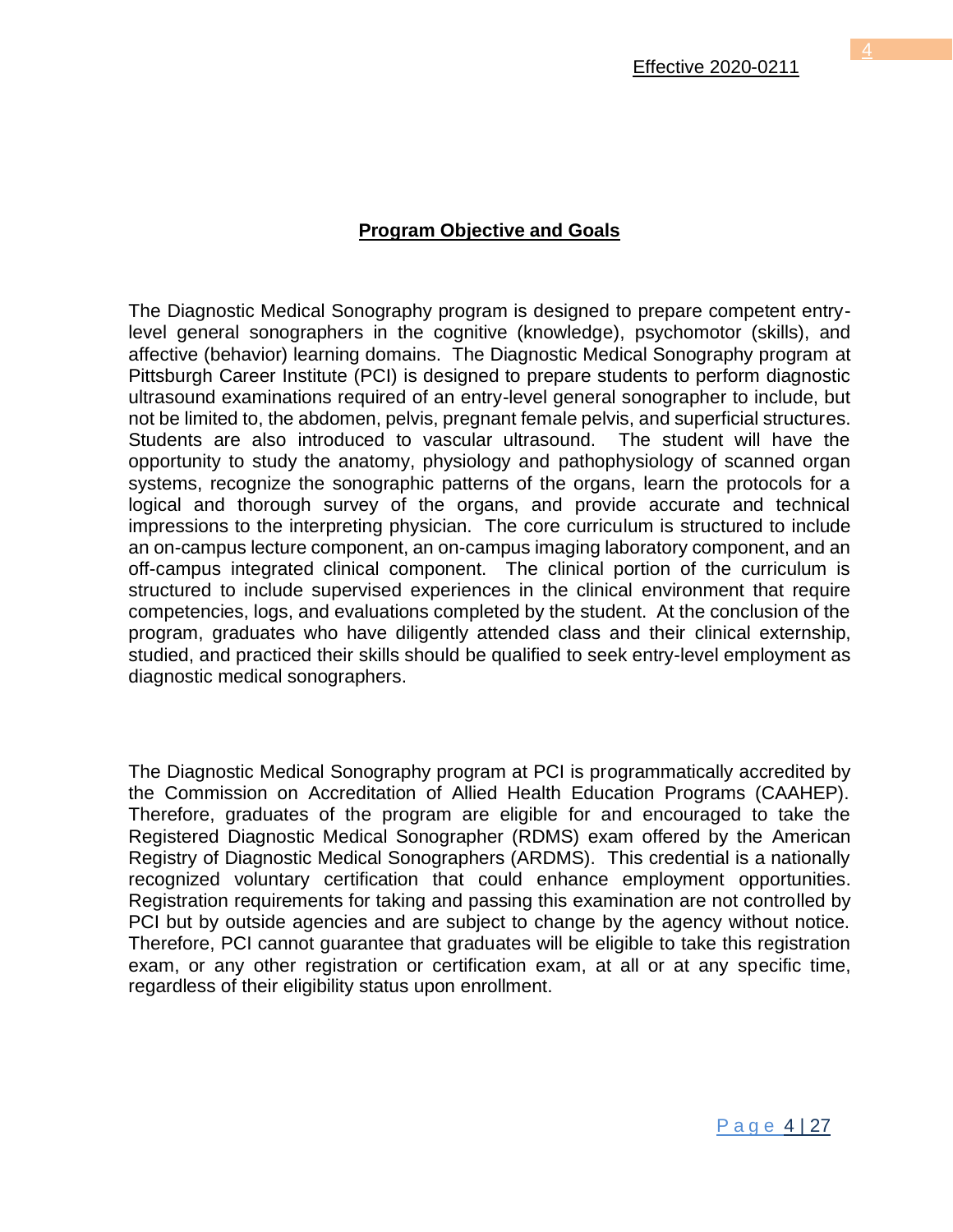## Program Objective and Goals

The Diagnostic Medical Sonography program is designed to prepare competent entry-level general sonographers in the cognitive (knowledge), psychomotor (skills), and affective (behavior) learning domains. The Diagnostic Medical Sonography program at Pittsburgh Career Institute (PCI) is designed to prepare students to perform diagnostic ultrasound examinations required of an entry-level general sonographer to include, but not be limited to, the abdomen, pelvis, pregnant female pelvis, and superficial structures. Students are also introduced to vascular ultrasound. The student will have the opportunity to study the anatomy, physiology and pathophysiology of scanned organ systems, recognize the sonographic patterns of the organs, learn the protocols for a logical and thorough survey of the organs, and provide accurate and technical impressions to the interpreting physician. The core curriculum is structured to include an on-campus lecture component, an on-campus imaging laboratory component, and an off-campus integrated clinical component. The clinical portion of the curriculum is structured to include supervised experiences in the clinical environment that require competencies, logs, and evaluations completed by the student. At the conclusion of the program, graduates who have diligently attended class and their clinical externship, studied, and practiced their skills should be qualified to seek entry-level employment as diagnostic medical sonographers.

The Diagnostic Medical Sonography program at PCI is programmatically accredited by the Commission on Accreditation of Allied Health Education Programs (CAAHEP). Therefore, graduates of the program are eligible for and encouraged to take the Registered Diagnostic Medical Sonographer (RDMS) exam offered by the American Registry of Diagnostic Medical Sonographers (ARDMS). This credential is a nationally recognized voluntary certification that could enhance employment opportunities. Registration requirements for taking and passing this examination are not controlled by PCI but by outside agencies and are subject to change by the agency without notice. Therefore, PCI cannot guarantee that graduates will be eligible to take this registration exam, or any other registration or certification exam, at all or at any specific time, regardless of their eligibility status upon enrollment.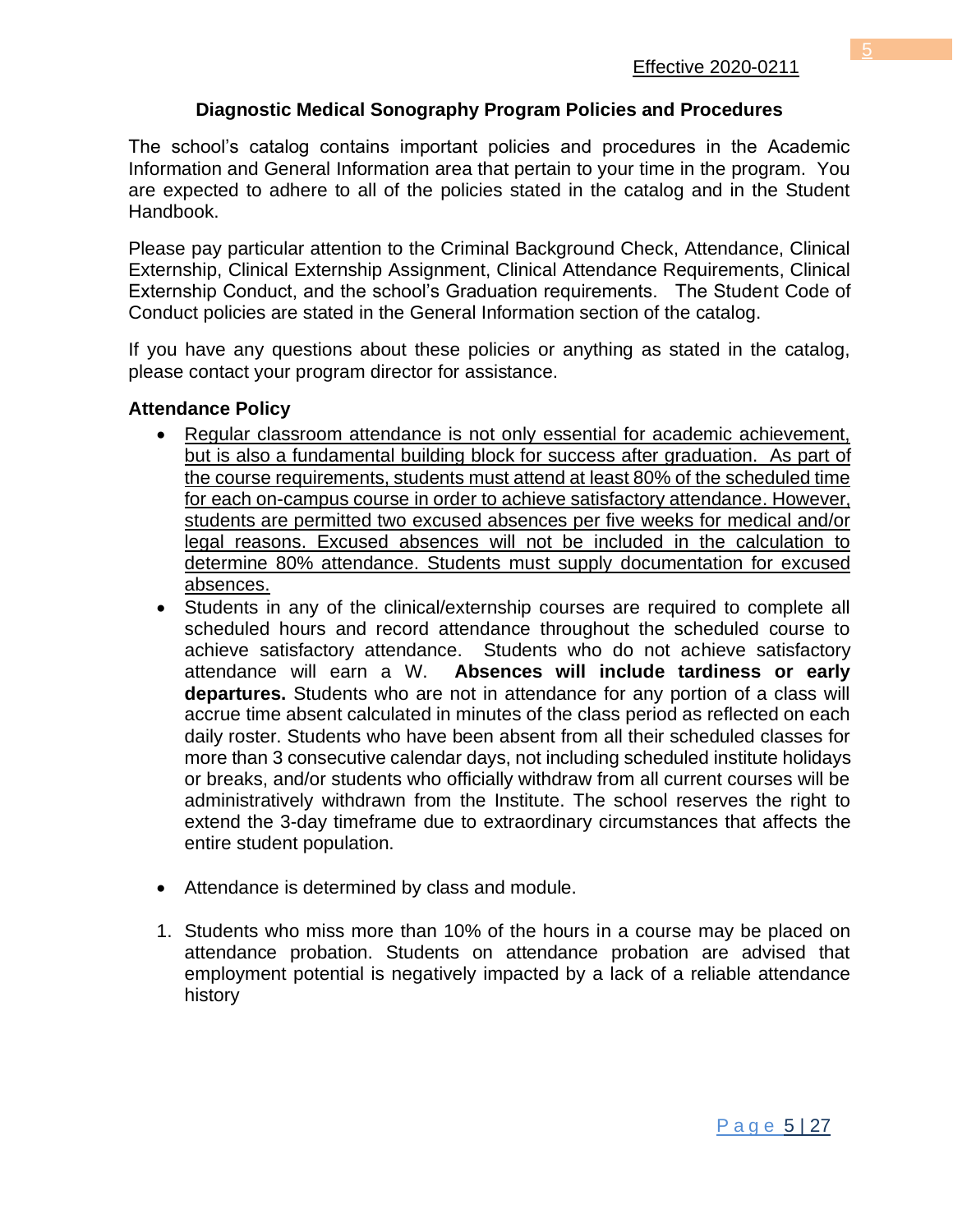Effective 2020-0211

## Diagnostic Medical Sonography Program Policies and Procedures

The school's catalog contains important policies and procedures in the Academic Information and General Information area that pertain to your time in the program. You are expected to adhere to all of the policies stated in the catalog and in the Student Handbook.

Please pay particular attention to the Criminal Background Check, Attendance, Clinical Externship, Clinical Externship Assignment, Clinical Attendance Requirements, Clinical Externship Conduct, and the school's Graduation requirements. The Student Code of Conduct policies are stated in the General Information section of the catalog.

If you have any questions about these policies or anything as stated in the catalog, please contact your program director for assistance.

### Attendance Policy

- <u>Regular classroom attendance is not only essential for academic achievement, but is also a fundamental building block for success after graduation. As part of the course requirements, students must attend at least 80% of the scheduled time for each on-campus course in order to achieve satisfactory attendance. However, students are permitted two excused absences per five weeks for medical and/or legal reasons. Excused absences will not be included in the calculation to determine 80% attendance. Students must supply documentation for excused absences.</u>
- Students in any of the clinical/externship courses are required to complete all scheduled hours and record attendance throughout the scheduled course to achieve satisfactory attendance. Students who do not achieve satisfactory attendance will earn a W. **Absences will include tardiness or early departures.** Students who are not in attendance for any portion of a class will accrue time absent calculated in minutes of the class period as reflected on each daily roster. Students who have been absent from all their scheduled classes for more than 3 consecutive calendar days, not including scheduled institute holidays or breaks, and/or students who officially withdraw from all current courses will be administratively withdrawn from the Institute. The school reserves the right to extend the 3-day timeframe due to extraordinary circumstances that affects the entire student population.

- Attendance is determined by class and module.

1. Students who miss more than 10% of the hours in a course may be placed on attendance probation. Students on attendance probation are advised that employment potential is negatively impacted by a lack of a reliable attendance history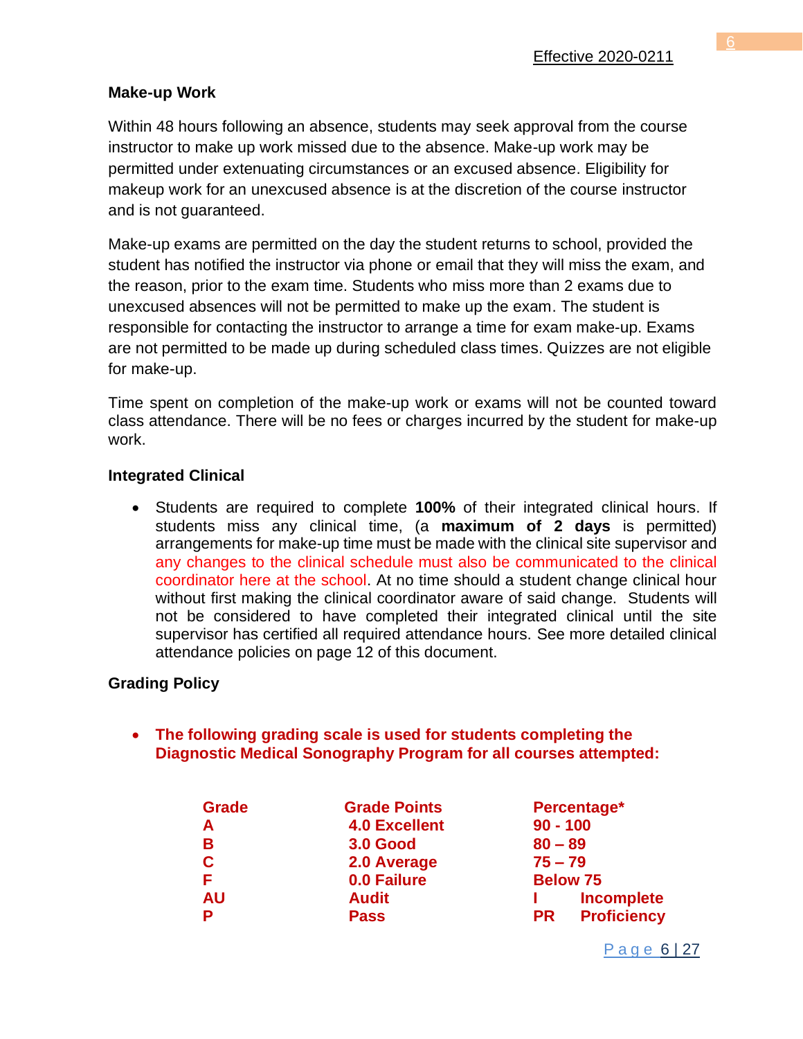Effective 2020-0211

### Make-up Work

Within 48 hours following an absence, students may seek approval from the course instructor to make up work missed due to the absence. Make-up work may be permitted under extenuating circumstances or an excused absence. Eligibility for makeup work for an unexcused absence is at the discretion of the course instructor and is not guaranteed.

Make-up exams are permitted on the day the student returns to school, provided the student has notified the instructor via phone or email that they will miss the exam, and the reason, prior to the exam time. Students who miss more than 2 exams due to unexcused absences will not be permitted to make up the exam. The student is responsible for contacting the instructor to arrange a time for exam make-up. Exams are not permitted to be made up during scheduled class times. Quizzes are not eligible for make-up.

Time spent on completion of the make-up work or exams will not be counted toward class attendance. There will be no fees or charges incurred by the student for make-up work.

### Integrated Clinical

- Students are required to complete **100%** of their integrated clinical hours. If students miss any clinical time, (a **maximum of 2 days** is permitted) arrangements for make-up time must be made with the clinical site supervisor and any changes to the clinical schedule must also be communicated to the clinical coordinator here at the school. At no time should a student change clinical hour without first making the clinical coordinator aware of said change. Students will not be considered to have completed their integrated clinical until the site supervisor has certified all required attendance hours. See more detailed clinical attendance policies on page 12 of this document.

### Grading Policy

- **The following grading scale is used for students completing the Diagnostic Medical Sonography Program for all courses attempted:**

| Grade | Grade Points | Percentage* |
|---|---|---|
| A | 4.0 Excellent | 90 - 100 |
| B | 3.0 Good | 80 – 89 |
| C | 2.0 Average | 75 – 79 |
| F | 0.0 Failure | Below 75 |
| AU | Audit | I Incomplete |
| P | Pass | PR Proficiency |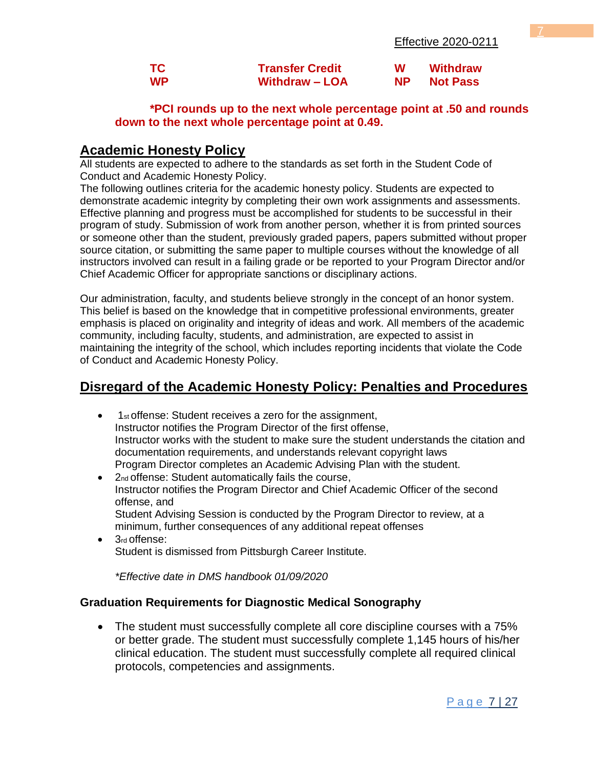Effective 2020-0211

| **TC** | **Transfer Credit** | **W** | **Withdraw** |
|---|---|---|---|
| **WP** | **Withdraw – LOA** | **NP** | **Not Pass** |

**\*PCI rounds up to the next whole percentage point at .50 and rounds down to the next whole percentage point at 0.49.**

## Academic Honesty Policy

All students are expected to adhere to the standards as set forth in the Student Code of Conduct and Academic Honesty Policy.
The following outlines criteria for the academic honesty policy. Students are expected to demonstrate academic integrity by completing their own work assignments and assessments. Effective planning and progress must be accomplished for students to be successful in their program of study. Submission of work from another person, whether it is from printed sources or someone other than the student, previously graded papers, papers submitted without proper source citation, or submitting the same paper to multiple courses without the knowledge of all instructors involved can result in a failing grade or be reported to your Program Director and/or Chief Academic Officer for appropriate sanctions or disciplinary actions.

Our administration, faculty, and students believe strongly in the concept of an honor system. This belief is based on the knowledge that in competitive professional environments, greater emphasis is placed on originality and integrity of ideas and work. All members of the academic community, including faculty, students, and administration, are expected to assist in maintaining the integrity of the school, which includes reporting incidents that violate the Code of Conduct and Academic Honesty Policy.

## Disregard of the Academic Honesty Policy: Penalties and Procedures

- 1st offense: Student receives a zero for the assignment,
  Instructor notifies the Program Director of the first offense,
  Instructor works with the student to make sure the student understands the citation and documentation requirements, and understands relevant copyright laws
  Program Director completes an Academic Advising Plan with the student.
- 2nd offense: Student automatically fails the course,
  Instructor notifies the Program Director and Chief Academic Officer of the second offense, and
  Student Advising Session is conducted by the Program Director to review, at a minimum, further consequences of any additional repeat offenses
- 3rd offense:
  Student is dismissed from Pittsburgh Career Institute.

*\*Effective date in DMS handbook 01/09/2020*

### Graduation Requirements for Diagnostic Medical Sonography

- The student must successfully complete all core discipline courses with a 75% or better grade. The student must successfully complete 1,145 hours of his/her clinical education. The student must successfully complete all required clinical protocols, competencies and assignments.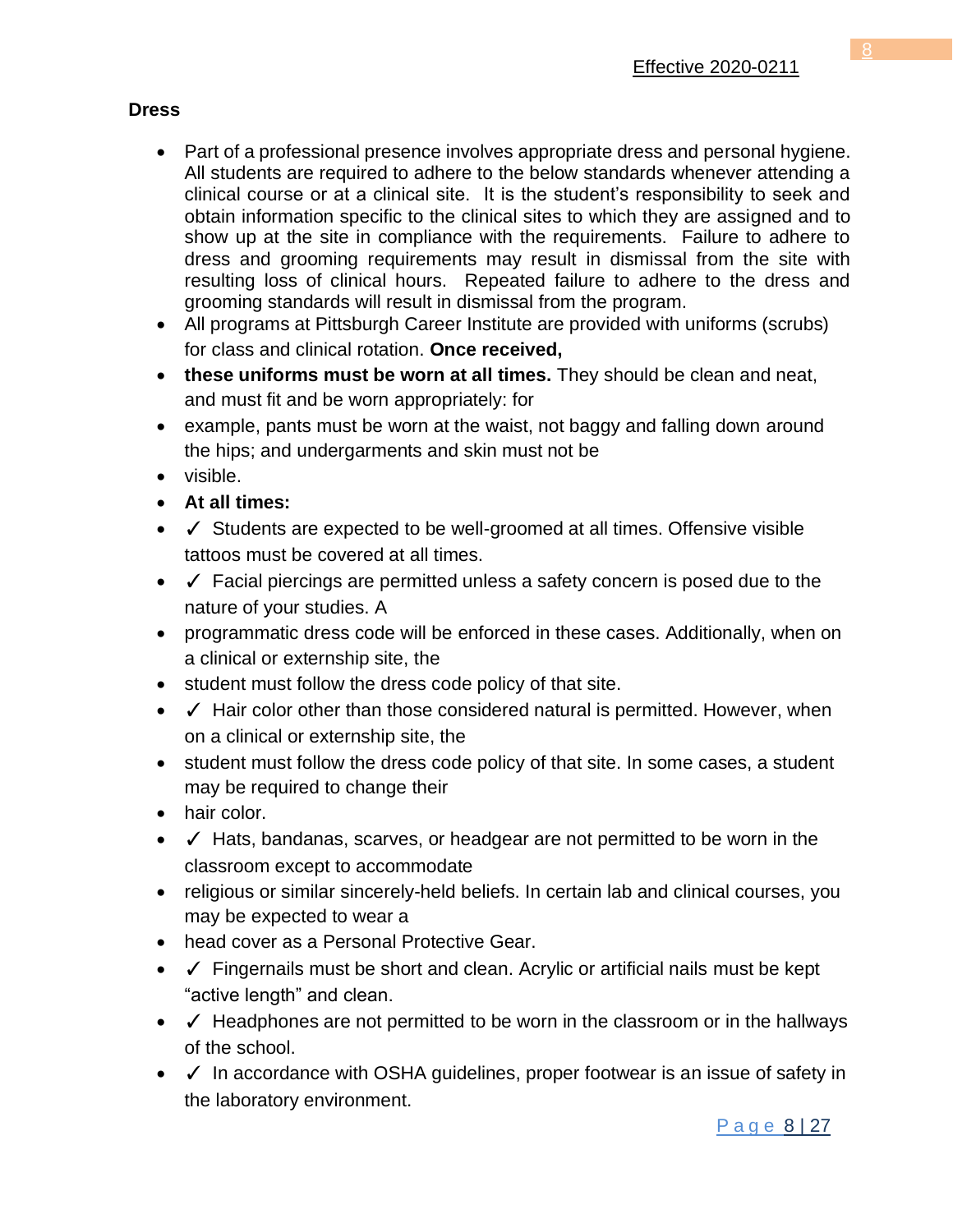## Dress

- Part of a professional presence involves appropriate dress and personal hygiene. All students are required to adhere to the below standards whenever attending a clinical course or at a clinical site. It is the student's responsibility to seek and obtain information specific to the clinical sites to which they are assigned and to show up at the site in compliance with the requirements. Failure to adhere to dress and grooming requirements may result in dismissal from the site with resulting loss of clinical hours. Repeated failure to adhere to the dress and grooming standards will result in dismissal from the program.
- All programs at Pittsburgh Career Institute are provided with uniforms (scrubs) for class and clinical rotation. **Once received,**
- **these uniforms must be worn at all times.** They should be clean and neat, and must fit and be worn appropriately: for
- example, pants must be worn at the waist, not baggy and falling down around the hips; and undergarments and skin must not be
- visible.
- **At all times:**
- ✓ Students are expected to be well-groomed at all times. Offensive visible tattoos must be covered at all times.
- ✓ Facial piercings are permitted unless a safety concern is posed due to the nature of your studies. A
- programmatic dress code will be enforced in these cases. Additionally, when on a clinical or externship site, the
- student must follow the dress code policy of that site.
- ✓ Hair color other than those considered natural is permitted. However, when on a clinical or externship site, the
- student must follow the dress code policy of that site. In some cases, a student may be required to change their
- hair color.
- ✓ Hats, bandanas, scarves, or headgear are not permitted to be worn in the classroom except to accommodate
- religious or similar sincerely-held beliefs. In certain lab and clinical courses, you may be expected to wear a
- head cover as a Personal Protective Gear.
- ✓ Fingernails must be short and clean. Acrylic or artificial nails must be kept "active length" and clean.
- ✓ Headphones are not permitted to be worn in the classroom or in the hallways of the school.
- ✓ In accordance with OSHA guidelines, proper footwear is an issue of safety in the laboratory environment.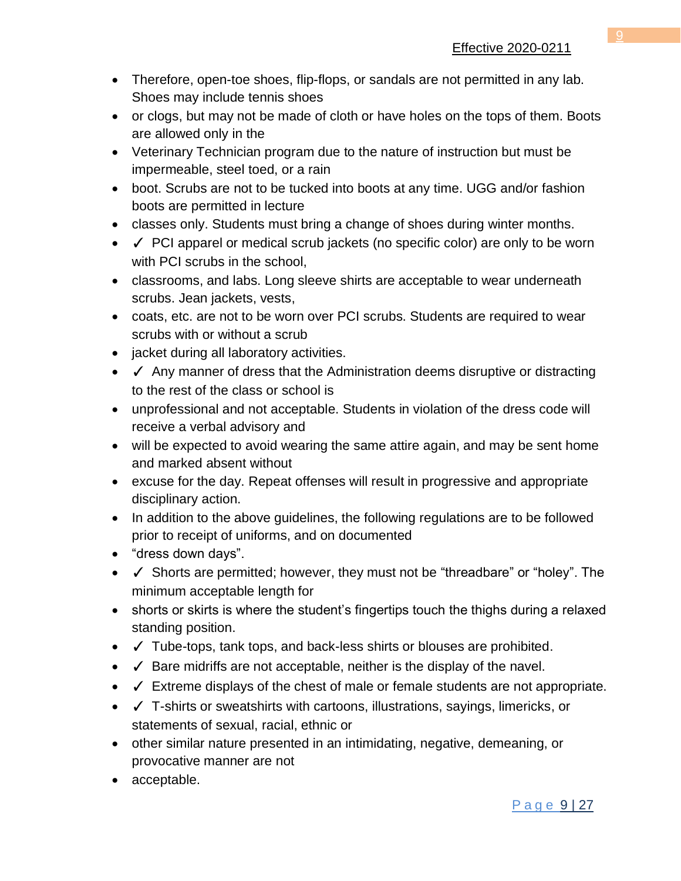- Therefore, open-toe shoes, flip-flops, or sandals are not permitted in any lab. Shoes may include tennis shoes
- or clogs, but may not be made of cloth or have holes on the tops of them. Boots are allowed only in the
- Veterinary Technician program due to the nature of instruction but must be impermeable, steel toed, or a rain
- boot. Scrubs are not to be tucked into boots at any time. UGG and/or fashion boots are permitted in lecture
- classes only. Students must bring a change of shoes during winter months.
- ✓ PCI apparel or medical scrub jackets (no specific color) are only to be worn with PCI scrubs in the school,
- classrooms, and labs. Long sleeve shirts are acceptable to wear underneath scrubs. Jean jackets, vests,
- coats, etc. are not to be worn over PCI scrubs. Students are required to wear scrubs with or without a scrub
- jacket during all laboratory activities.
- ✓ Any manner of dress that the Administration deems disruptive or distracting to the rest of the class or school is
- unprofessional and not acceptable. Students in violation of the dress code will receive a verbal advisory and
- will be expected to avoid wearing the same attire again, and may be sent home and marked absent without
- excuse for the day. Repeat offenses will result in progressive and appropriate disciplinary action.
- In addition to the above guidelines, the following regulations are to be followed prior to receipt of uniforms, and on documented
- "dress down days".
- ✓ Shorts are permitted; however, they must not be "threadbare" or "holey". The minimum acceptable length for
- shorts or skirts is where the student's fingertips touch the thighs during a relaxed standing position.
- ✓ Tube-tops, tank tops, and back-less shirts or blouses are prohibited.
- ✓ Bare midriffs are not acceptable, neither is the display of the navel.
- ✓ Extreme displays of the chest of male or female students are not appropriate.
- ✓ T-shirts or sweatshirts with cartoons, illustrations, sayings, limericks, or statements of sexual, racial, ethnic or
- other similar nature presented in an intimidating, negative, demeaning, or provocative manner are not
- acceptable.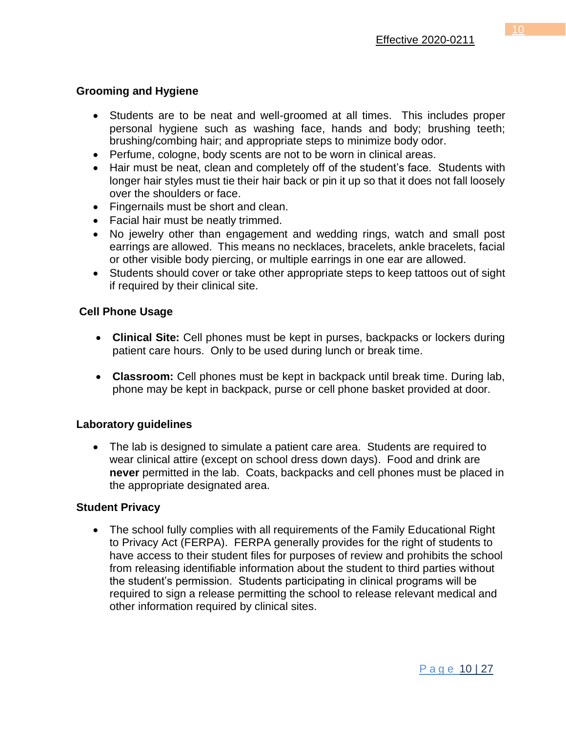## Grooming and Hygiene

- Students are to be neat and well-groomed at all times. This includes proper personal hygiene such as washing face, hands and body; brushing teeth; brushing/combing hair; and appropriate steps to minimize body odor.
- Perfume, cologne, body scents are not to be worn in clinical areas.
- Hair must be neat, clean and completely off of the student's face. Students with longer hair styles must tie their hair back or pin it up so that it does not fall loosely over the shoulders or face.
- Fingernails must be short and clean.
- Facial hair must be neatly trimmed.
- No jewelry other than engagement and wedding rings, watch and small post earrings are allowed. This means no necklaces, bracelets, ankle bracelets, facial or other visible body piercing, or multiple earrings in one ear are allowed.
- Students should cover or take other appropriate steps to keep tattoos out of sight if required by their clinical site.

## Cell Phone Usage

- **Clinical Site:** Cell phones must be kept in purses, backpacks or lockers during patient care hours. Only to be used during lunch or break time.

- **Classroom:** Cell phones must be kept in backpack until break time. During lab, phone may be kept in backpack, purse or cell phone basket provided at door.

## Laboratory guidelines

- The lab is designed to simulate a patient care area. Students are required to wear clinical attire (except on school dress down days). Food and drink are **never** permitted in the lab. Coats, backpacks and cell phones must be placed in the appropriate designated area.

## Student Privacy

- The school fully complies with all requirements of the Family Educational Right to Privacy Act (FERPA). FERPA generally provides for the right of students to have access to their student files for purposes of review and prohibits the school from releasing identifiable information about the student to third parties without the student's permission. Students participating in clinical programs will be required to sign a release permitting the school to release relevant medical and other information required by clinical sites.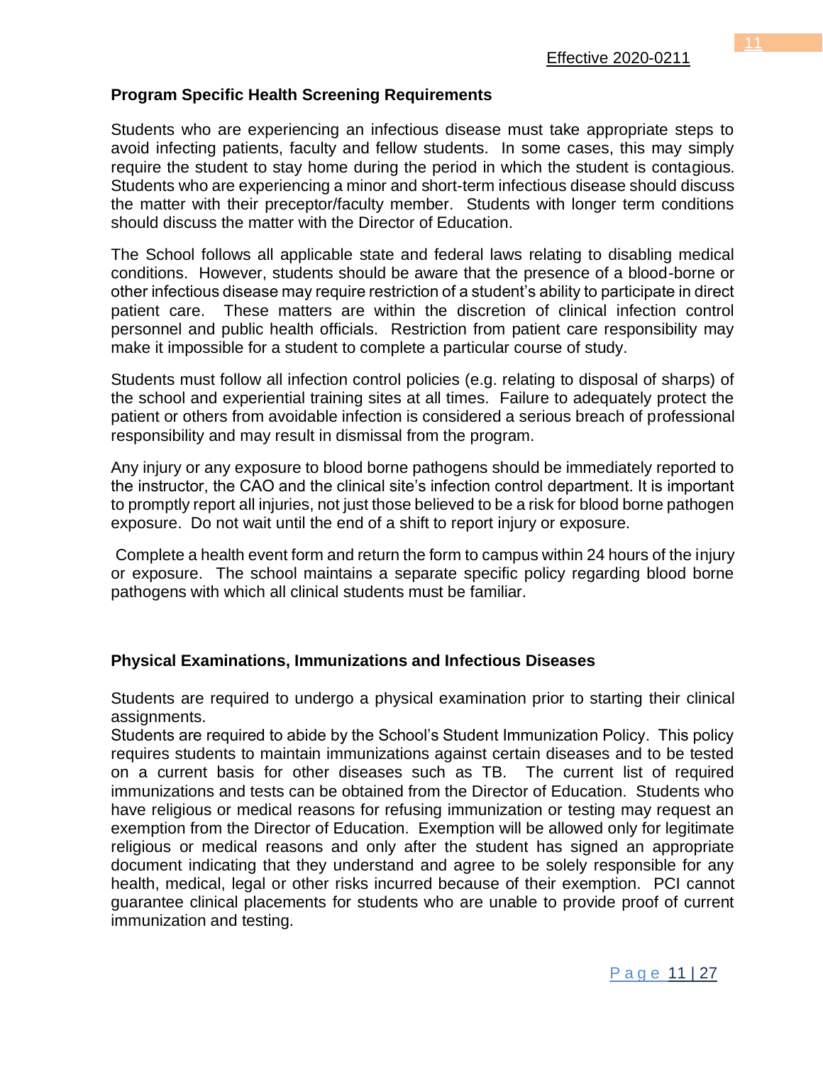Effective 2020-0211

## Program Specific Health Screening Requirements

Students who are experiencing an infectious disease must take appropriate steps to avoid infecting patients, faculty and fellow students. In some cases, this may simply require the student to stay home during the period in which the student is contagious. Students who are experiencing a minor and short-term infectious disease should discuss the matter with their preceptor/faculty member. Students with longer term conditions should discuss the matter with the Director of Education.

The School follows all applicable state and federal laws relating to disabling medical conditions. However, students should be aware that the presence of a blood-borne or other infectious disease may require restriction of a student's ability to participate in direct patient care. These matters are within the discretion of clinical infection control personnel and public health officials. Restriction from patient care responsibility may make it impossible for a student to complete a particular course of study.

Students must follow all infection control policies (e.g. relating to disposal of sharps) of the school and experiential training sites at all times. Failure to adequately protect the patient or others from avoidable infection is considered a serious breach of professional responsibility and may result in dismissal from the program.

Any injury or any exposure to blood borne pathogens should be immediately reported to the instructor, the CAO and the clinical site's infection control department. It is important to promptly report all injuries, not just those believed to be a risk for blood borne pathogen exposure. Do not wait until the end of a shift to report injury or exposure.

Complete a health event form and return the form to campus within 24 hours of the injury or exposure. The school maintains a separate specific policy regarding blood borne pathogens with which all clinical students must be familiar.

## Physical Examinations, Immunizations and Infectious Diseases

Students are required to undergo a physical examination prior to starting their clinical assignments.

Students are required to abide by the School's Student Immunization Policy. This policy requires students to maintain immunizations against certain diseases and to be tested on a current basis for other diseases such as TB. The current list of required immunizations and tests can be obtained from the Director of Education. Students who have religious or medical reasons for refusing immunization or testing may request an exemption from the Director of Education. Exemption will be allowed only for legitimate religious or medical reasons and only after the student has signed an appropriate document indicating that they understand and agree to be solely responsible for any health, medical, legal or other risks incurred because of their exemption. PCI cannot guarantee clinical placements for students who are unable to provide proof of current immunization and testing.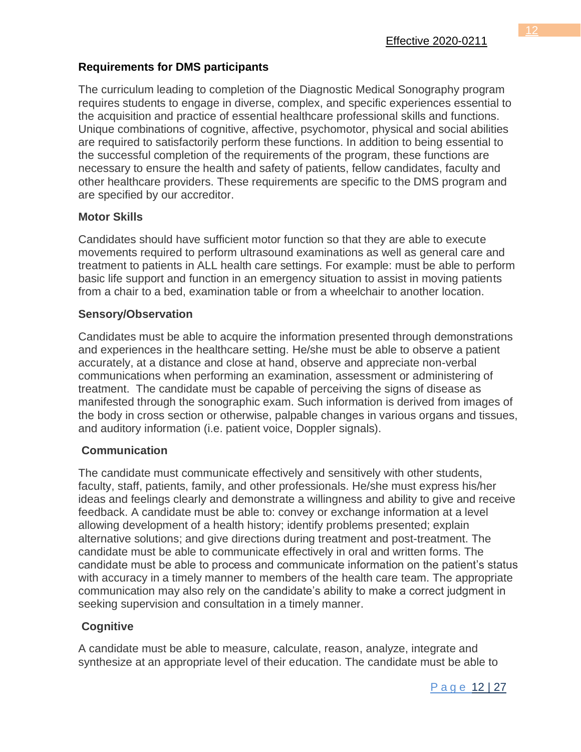## Requirements for DMS participants

The curriculum leading to completion of the Diagnostic Medical Sonography program requires students to engage in diverse, complex, and specific experiences essential to the acquisition and practice of essential healthcare professional skills and functions. Unique combinations of cognitive, affective, psychomotor, physical and social abilities are required to satisfactorily perform these functions. In addition to being essential to the successful completion of the requirements of the program, these functions are necessary to ensure the health and safety of patients, fellow candidates, faculty and other healthcare providers. These requirements are specific to the DMS program and are specified by our accreditor.

### Motor Skills

Candidates should have sufficient motor function so that they are able to execute movements required to perform ultrasound examinations as well as general care and treatment to patients in ALL health care settings. For example: must be able to perform basic life support and function in an emergency situation to assist in moving patients from a chair to a bed, examination table or from a wheelchair to another location.

### Sensory/Observation

Candidates must be able to acquire the information presented through demonstrations and experiences in the healthcare setting. He/she must be able to observe a patient accurately, at a distance and close at hand, observe and appreciate non-verbal communications when performing an examination, assessment or administering of treatment. The candidate must be capable of perceiving the signs of disease as manifested through the sonographic exam. Such information is derived from images of the body in cross section or otherwise, palpable changes in various organs and tissues, and auditory information (i.e. patient voice, Doppler signals).

### Communication

The candidate must communicate effectively and sensitively with other students, faculty, staff, patients, family, and other professionals. He/she must express his/her ideas and feelings clearly and demonstrate a willingness and ability to give and receive feedback. A candidate must be able to: convey or exchange information at a level allowing development of a health history; identify problems presented; explain alternative solutions; and give directions during treatment and post-treatment. The candidate must be able to communicate effectively in oral and written forms. The candidate must be able to process and communicate information on the patient's status with accuracy in a timely manner to members of the health care team. The appropriate communication may also rely on the candidate's ability to make a correct judgment in seeking supervision and consultation in a timely manner.

### Cognitive

A candidate must be able to measure, calculate, reason, analyze, integrate and synthesize at an appropriate level of their education. The candidate must be able to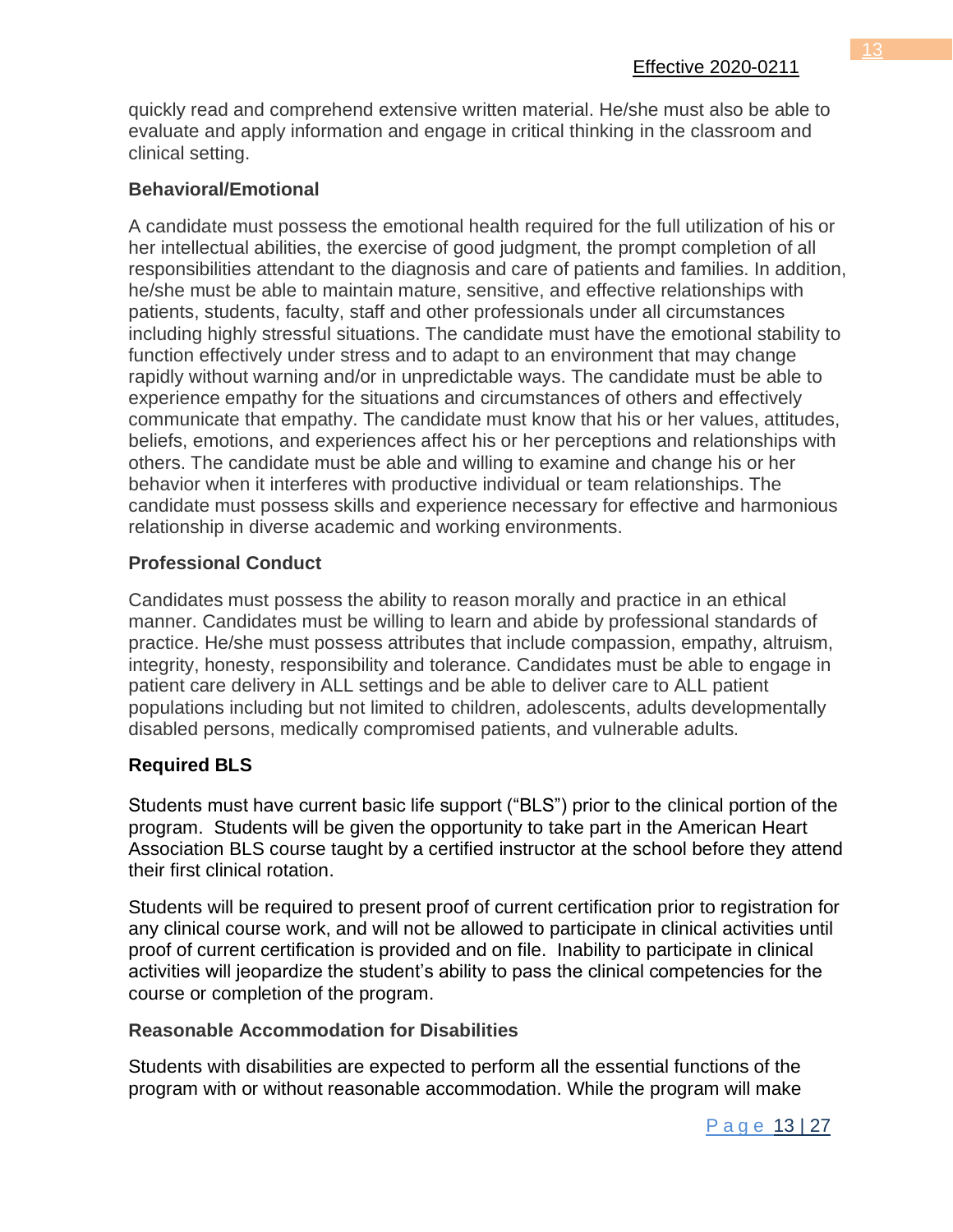quickly read and comprehend extensive written material. He/she must also be able to evaluate and apply information and engage in critical thinking in the classroom and clinical setting.

### Behavioral/Emotional

A candidate must possess the emotional health required for the full utilization of his or her intellectual abilities, the exercise of good judgment, the prompt completion of all responsibilities attendant to the diagnosis and care of patients and families. In addition, he/she must be able to maintain mature, sensitive, and effective relationships with patients, students, faculty, staff and other professionals under all circumstances including highly stressful situations. The candidate must have the emotional stability to function effectively under stress and to adapt to an environment that may change rapidly without warning and/or in unpredictable ways. The candidate must be able to experience empathy for the situations and circumstances of others and effectively communicate that empathy. The candidate must know that his or her values, attitudes, beliefs, emotions, and experiences affect his or her perceptions and relationships with others. The candidate must be able and willing to examine and change his or her behavior when it interferes with productive individual or team relationships. The candidate must possess skills and experience necessary for effective and harmonious relationship in diverse academic and working environments.

### Professional Conduct

Candidates must possess the ability to reason morally and practice in an ethical manner. Candidates must be willing to learn and abide by professional standards of practice. He/she must possess attributes that include compassion, empathy, altruism, integrity, honesty, responsibility and tolerance. Candidates must be able to engage in patient care delivery in ALL settings and be able to deliver care to ALL patient populations including but not limited to children, adolescents, adults developmentally disabled persons, medically compromised patients, and vulnerable adults.

### Required BLS

Students must have current basic life support ("BLS") prior to the clinical portion of the program. Students will be given the opportunity to take part in the American Heart Association BLS course taught by a certified instructor at the school before they attend their first clinical rotation.

Students will be required to present proof of current certification prior to registration for any clinical course work, and will not be allowed to participate in clinical activities until proof of current certification is provided and on file. Inability to participate in clinical activities will jeopardize the student's ability to pass the clinical competencies for the course or completion of the program.

### Reasonable Accommodation for Disabilities

Students with disabilities are expected to perform all the essential functions of the program with or without reasonable accommodation. While the program will make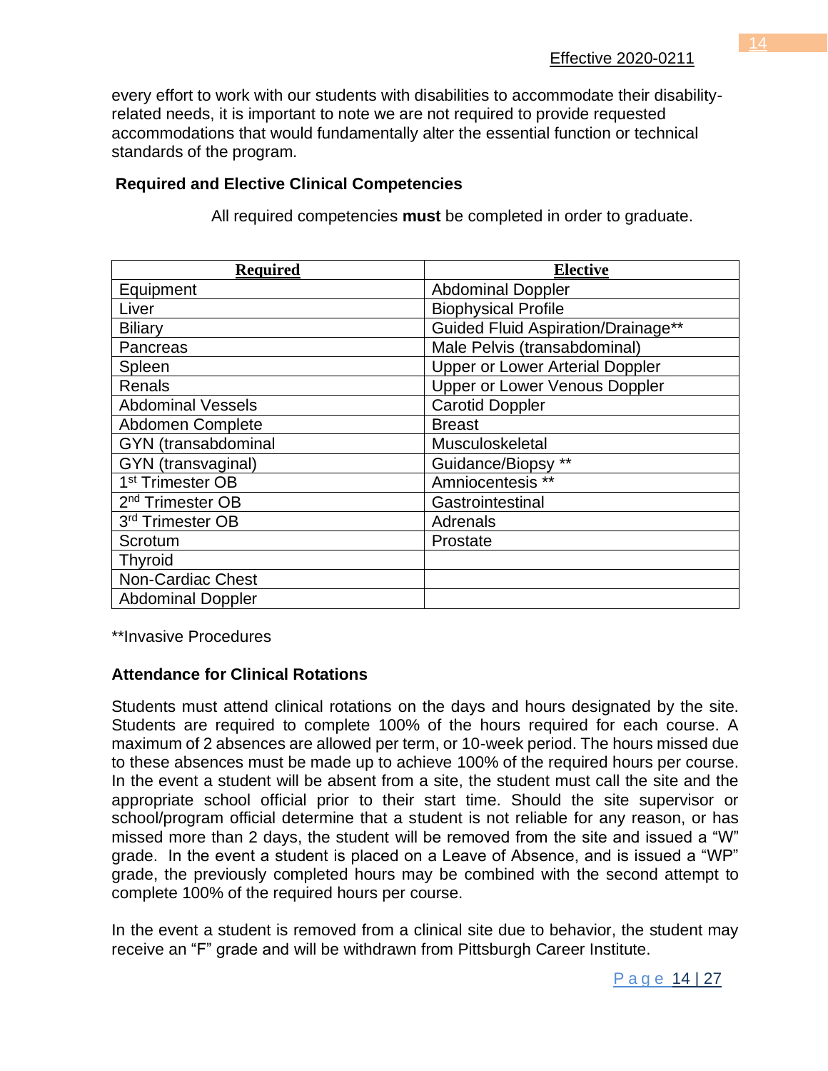every effort to work with our students with disabilities to accommodate their disability-related needs, it is important to note we are not required to provide requested accommodations that would fundamentally alter the essential function or technical standards of the program.

**Required and Elective Clinical Competencies**

All required competencies **must** be completed in order to graduate.

| **Required** | **Elective** |
|---|---|
| Equipment | Abdominal Doppler |
| Liver | Biophysical Profile |
| Biliary | Guided Fluid Aspiration/Drainage** |
| Pancreas | Male Pelvis (transabdominal) |
| Spleen | Upper or Lower Arterial Doppler |
| Renals | Upper or Lower Venous Doppler |
| Abdominal Vessels | Carotid Doppler |
| Abdomen Complete | Breast |
| GYN (transabdominal | Musculoskeletal |
| GYN (transvaginal) | Guidance/Biopsy ** |
| 1st Trimester OB | Amniocentesis ** |
| 2nd Trimester OB | Gastrointestinal |
| 3rd Trimester OB | Adrenals |
| Scrotum | Prostate |
| Thyroid | |
| Non-Cardiac Chest | |
| Abdominal Doppler | |

**Invasive Procedures

**Attendance for Clinical Rotations**

Students must attend clinical rotations on the days and hours designated by the site. Students are required to complete 100% of the hours required for each course. A maximum of 2 absences are allowed per term, or 10-week period. The hours missed due to these absences must be made up to achieve 100% of the required hours per course. In the event a student will be absent from a site, the student must call the site and the appropriate school official prior to their start time. Should the site supervisor or school/program official determine that a student is not reliable for any reason, or has missed more than 2 days, the student will be removed from the site and issued a "W" grade. In the event a student is placed on a Leave of Absence, and is issued a "WP" grade, the previously completed hours may be combined with the second attempt to complete 100% of the required hours per course.

In the event a student is removed from a clinical site due to behavior, the student may receive an "F" grade and will be withdrawn from Pittsburgh Career Institute.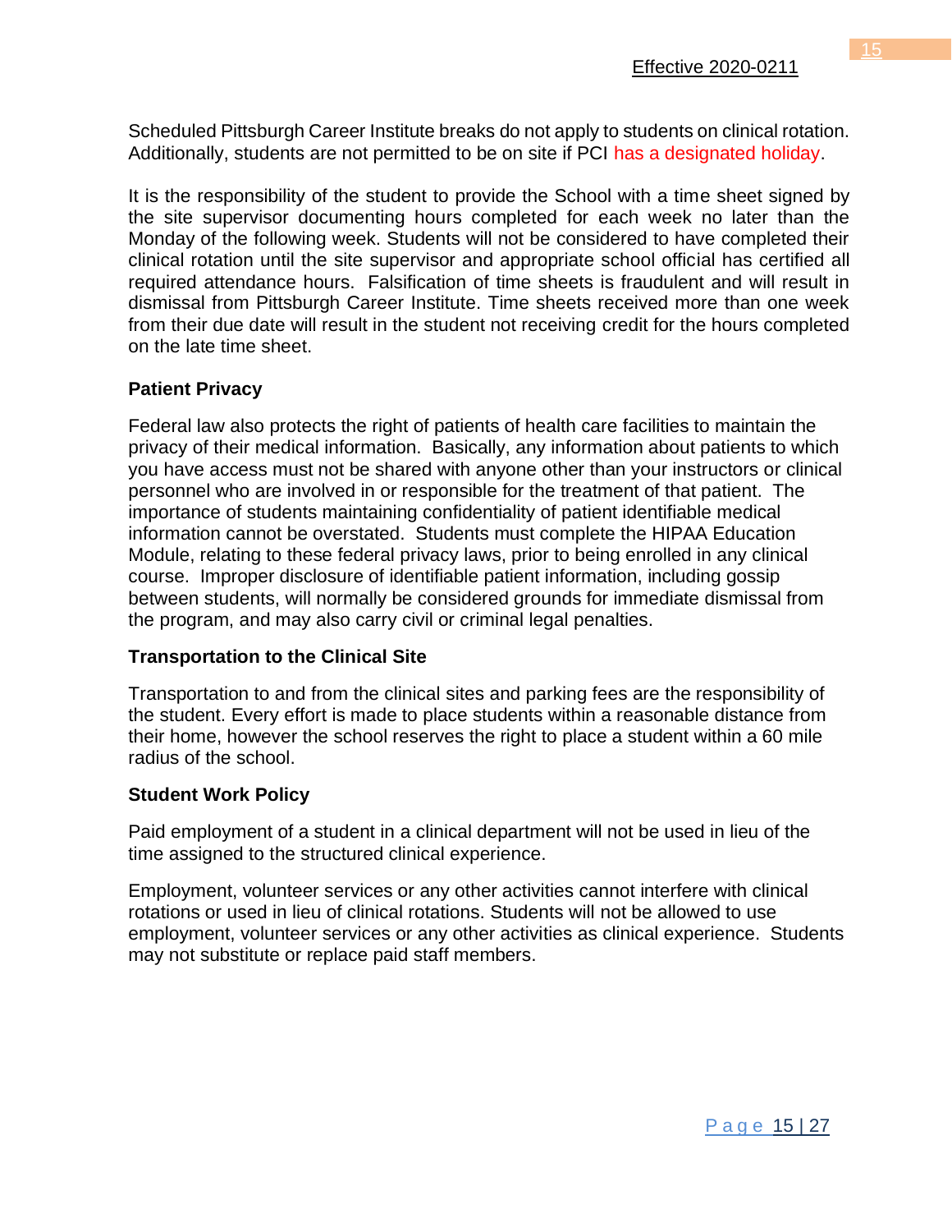Scheduled Pittsburgh Career Institute breaks do not apply to students on clinical rotation. Additionally, students are not permitted to be on site if PCI has a designated holiday.

It is the responsibility of the student to provide the School with a time sheet signed by the site supervisor documenting hours completed for each week no later than the Monday of the following week. Students will not be considered to have completed their clinical rotation until the site supervisor and appropriate school official has certified all required attendance hours. Falsification of time sheets is fraudulent and will result in dismissal from Pittsburgh Career Institute. Time sheets received more than one week from their due date will result in the student not receiving credit for the hours completed on the late time sheet.

**Patient Privacy**

Federal law also protects the right of patients of health care facilities to maintain the privacy of their medical information. Basically, any information about patients to which you have access must not be shared with anyone other than your instructors or clinical personnel who are involved in or responsible for the treatment of that patient. The importance of students maintaining confidentiality of patient identifiable medical information cannot be overstated. Students must complete the HIPAA Education Module, relating to these federal privacy laws, prior to being enrolled in any clinical course. Improper disclosure of identifiable patient information, including gossip between students, will normally be considered grounds for immediate dismissal from the program, and may also carry civil or criminal legal penalties.

**Transportation to the Clinical Site**

Transportation to and from the clinical sites and parking fees are the responsibility of the student. Every effort is made to place students within a reasonable distance from their home, however the school reserves the right to place a student within a 60 mile radius of the school.

**Student Work Policy**

Paid employment of a student in a clinical department will not be used in lieu of the time assigned to the structured clinical experience.

Employment, volunteer services or any other activities cannot interfere with clinical rotations or used in lieu of clinical rotations. Students will not be allowed to use employment, volunteer services or any other activities as clinical experience. Students may not substitute or replace paid staff members.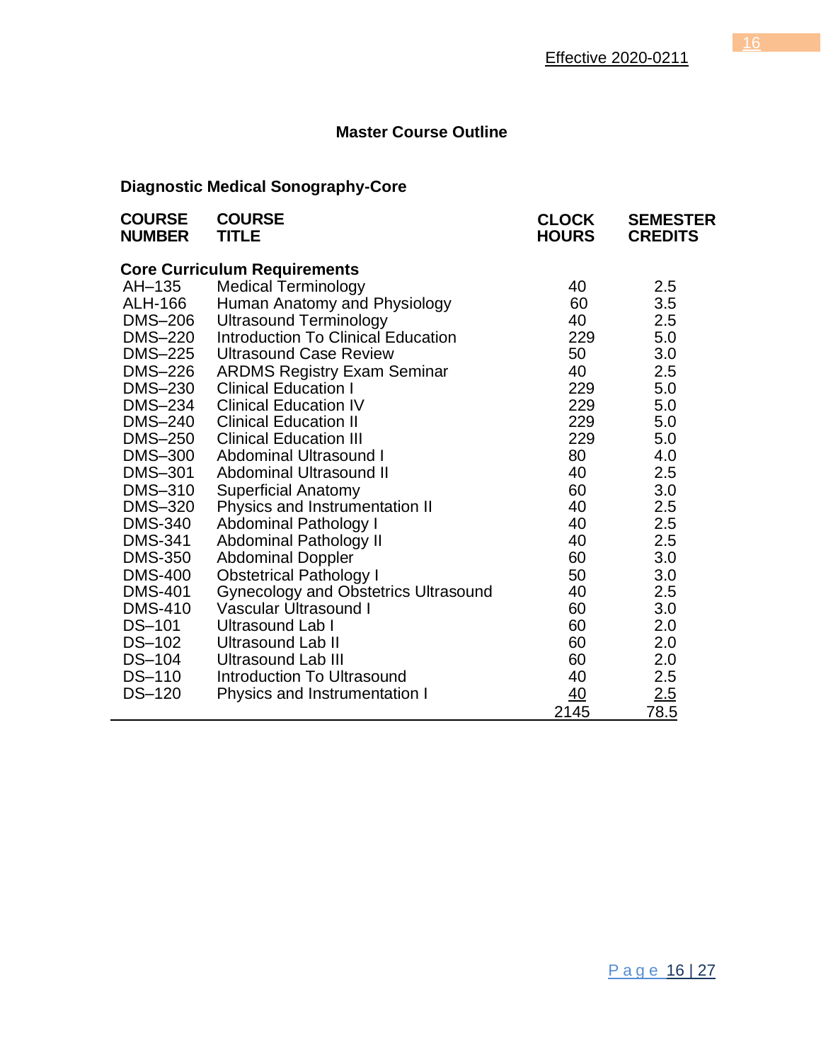Effective 2020-0211

## Master Course Outline

### Diagnostic Medical Sonography-Core

| COURSE NUMBER | COURSE TITLE | CLOCK HOURS | SEMESTER CREDITS |
|---|---|---|---|
| **Core Curriculum Requirements** | | | |
| AH–135 | Medical Terminology | 40 | 2.5 |
| ALH-166 | Human Anatomy and Physiology | 60 | 3.5 |
| DMS–206 | Ultrasound Terminology | 40 | 2.5 |
| DMS–220 | Introduction To Clinical Education | 229 | 5.0 |
| DMS–225 | Ultrasound Case Review | 50 | 3.0 |
| DMS–226 | ARDMS Registry Exam Seminar | 40 | 2.5 |
| DMS–230 | Clinical Education I | 229 | 5.0 |
| DMS–234 | Clinical Education IV | 229 | 5.0 |
| DMS–240 | Clinical Education II | 229 | 5.0 |
| DMS–250 | Clinical Education III | 229 | 5.0 |
| DMS–300 | Abdominal Ultrasound I | 80 | 4.0 |
| DMS–301 | Abdominal Ultrasound II | 40 | 2.5 |
| DMS–310 | Superficial Anatomy | 60 | 3.0 |
| DMS–320 | Physics and Instrumentation II | 40 | 2.5 |
| DMS-340 | Abdominal Pathology I | 40 | 2.5 |
| DMS-341 | Abdominal Pathology II | 40 | 2.5 |
| DMS-350 | Abdominal Doppler | 60 | 3.0 |
| DMS-400 | Obstetrical Pathology I | 50 | 3.0 |
| DMS-401 | Gynecology and Obstetrics Ultrasound | 40 | 2.5 |
| DMS-410 | Vascular Ultrasound I | 60 | 3.0 |
| DS–101 | Ultrasound Lab I | 60 | 2.0 |
| DS–102 | Ultrasound Lab II | 60 | 2.0 |
| DS–104 | Ultrasound Lab III | 60 | 2.0 |
| DS–110 | Introduction To Ultrasound | 40 | 2.5 |
| DS–120 | Physics and Instrumentation I | 40 | 2.5 |
| | | 2145 | 78.5 |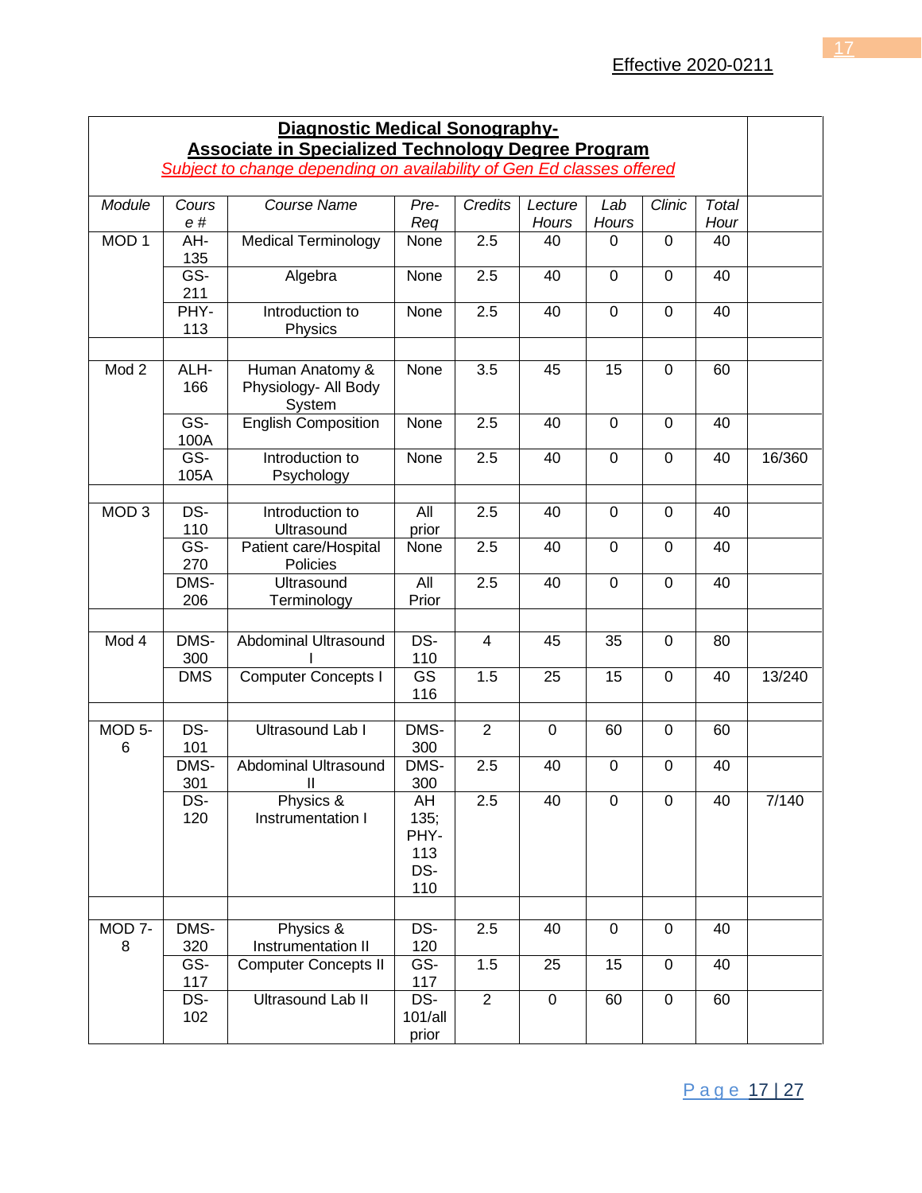Effective 2020-0211

| **Diagnostic Medical Sonography-** **Associate in Specialized Technology Degree Program** *Subject to change depending on availability of Gen Ed classes offered* | | | | | | | | | |
|---|---|---|---|---|---|---|---|---|---|
| *Module* | *Course #* | *Course Name* | *Pre-Req* | *Credits* | *Lecture Hours* | *Lab Hours* | *Clinic* | *Total Hour* | |
| MOD 1 | AH-135 | Medical Terminology | None | 2.5 | 40 | 0 | 0 | 40 | |
| | GS-211 | Algebra | None | 2.5 | 40 | 0 | 0 | 40 | |
| | PHY-113 | Introduction to Physics | None | 2.5 | 40 | 0 | 0 | 40 | |
| | | | | | | | | | |
| Mod 2 | ALH-166 | Human Anatomy & Physiology- All Body System | None | 3.5 | 45 | 15 | 0 | 60 | |
| | GS-100A | English Composition | None | 2.5 | 40 | 0 | 0 | 40 | |
| | GS-105A | Introduction to Psychology | None | 2.5 | 40 | 0 | 0 | 40 | 16/360 |
| | | | | | | | | | |
| MOD 3 | DS-110 | Introduction to Ultrasound | All prior | 2.5 | 40 | 0 | 0 | 40 | |
| | GS-270 | Patient care/Hospital Policies | None | 2.5 | 40 | 0 | 0 | 40 | |
| | DMS-206 | Ultrasound Terminology | All Prior | 2.5 | 40 | 0 | 0 | 40 | |
| | | | | | | | | | |
| Mod 4 | DMS-300 | Abdominal Ultrasound I | DS-110 | 4 | 45 | 35 | 0 | 80 | |
| | DMS | Computer Concepts I | GS 116 | 1.5 | 25 | 15 | 0 | 40 | 13/240 |
| | | | | | | | | | |
| MOD 5-6 | DS-101 | Ultrasound Lab I | DMS-300 | 2 | 0 | 60 | 0 | 60 | |
| | DMS-301 | Abdominal Ultrasound II | DMS-300 | 2.5 | 40 | 0 | 0 | 40 | |
| | DS-120 | Physics & Instrumentation I | AH 135; PHY-113 DS-110 | 2.5 | 40 | 0 | 0 | 40 | 7/140 |
| | | | | | | | | | |
| MOD 7-8 | DMS-320 | Physics & Instrumentation II | DS-120 | 2.5 | 40 | 0 | 0 | 40 | |
| | GS-117 | Computer Concepts II | GS-117 | 1.5 | 25 | 15 | 0 | 40 | |
| | DS-102 | Ultrasound Lab II | DS-101/all prior | 2 | 0 | 60 | 0 | 60 | |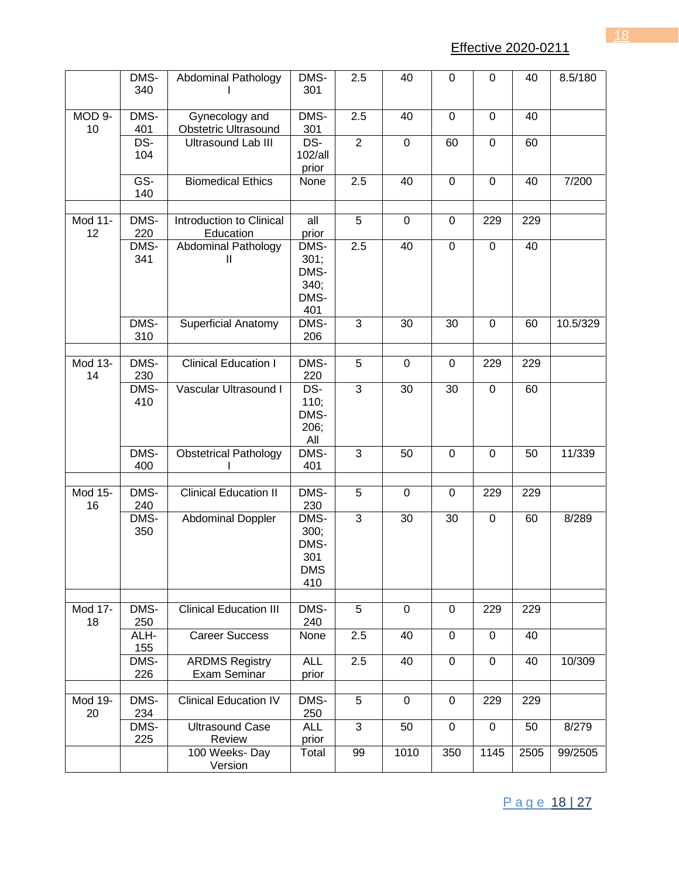Effective 2020-0211

| | | | | | | | | | |
|---|---|---|---|---|---|---|---|---|---|
| | DMS-340 | Abdominal Pathology I | DMS-301 | 2.5 | 40 | 0 | 0 | 40 | 8.5/180 |
| MOD 9-10 | DMS-401 | Gynecology and Obstetric Ultrasound | DMS-301 | 2.5 | 40 | 0 | 0 | 40 | |
| | DS-104 | Ultrasound Lab III | DS-102/all prior | 2 | 0 | 60 | 0 | 60 | |
| | GS-140 | Biomedical Ethics | None | 2.5 | 40 | 0 | 0 | 40 | 7/200 |
| | | | | | | | | | |
| Mod 11-12 | DMS-220 | Introduction to Clinical Education | all prior | 5 | 0 | 0 | 229 | 229 | |
| | DMS-341 | Abdominal Pathology II | DMS-301; DMS-340; DMS-401 | 2.5 | 40 | 0 | 0 | 40 | |
| | DMS-310 | Superficial Anatomy | DMS-206 | 3 | 30 | 30 | 0 | 60 | 10.5/329 |
| | | | | | | | | | |
| Mod 13-14 | DMS-230 | Clinical Education I | DMS-220 | 5 | 0 | 0 | 229 | 229 | |
| | DMS-410 | Vascular Ultrasound I | DS-110; DMS-206; All | 3 | 30 | 30 | 0 | 60 | |
| | DMS-400 | Obstetrical Pathology I | DMS-401 | 3 | 50 | 0 | 0 | 50 | 11/339 |
| | | | | | | | | | |
| Mod 15-16 | DMS-240 | Clinical Education II | DMS-230 | 5 | 0 | 0 | 229 | 229 | |
| | DMS-350 | Abdominal Doppler | DMS-300; DMS-301 DMS 410 | 3 | 30 | 30 | 0 | 60 | 8/289 |
| | | | | | | | | | |
| Mod 17-18 | DMS-250 | Clinical Education III | DMS-240 | 5 | 0 | 0 | 229 | 229 | |
| | ALH-155 | Career Success | None | 2.5 | 40 | 0 | 0 | 40 | |
| | DMS-226 | ARDMS Registry Exam Seminar | ALL prior | 2.5 | 40 | 0 | 0 | 40 | 10/309 |
| | | | | | | | | | |
| Mod 19-20 | DMS-234 | Clinical Education IV | DMS-250 | 5 | 0 | 0 | 229 | 229 | |
| | DMS-225 | Ultrasound Case Review | ALL prior | 3 | 50 | 0 | 0 | 50 | 8/279 |
| | | 100 Weeks- Day Version | Total | 99 | 1010 | 350 | 1145 | 2505 | 99/2505 |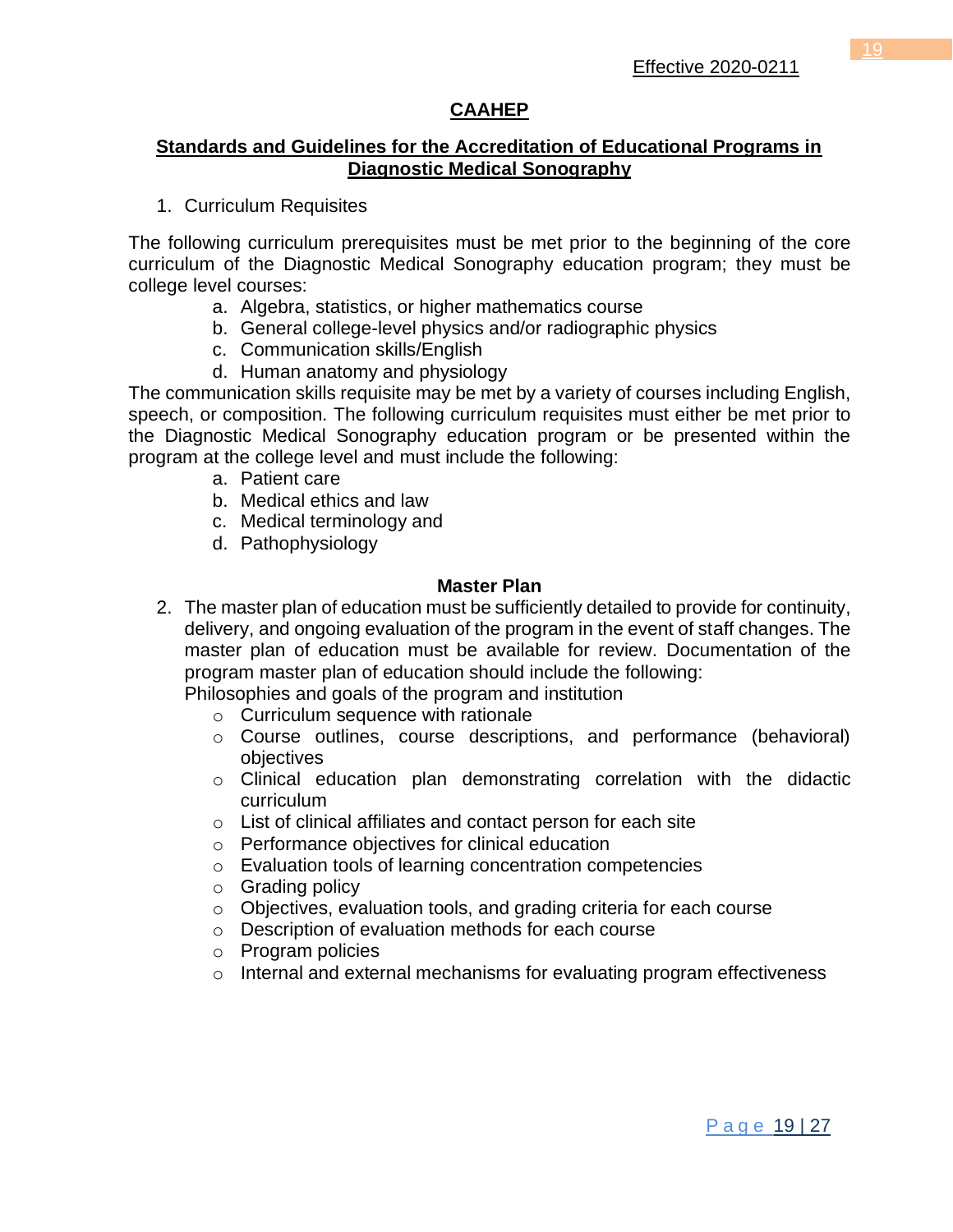Effective 2020-0211

## CAAHEP

### Standards and Guidelines for the Accreditation of Educational Programs in Diagnostic Medical Sonography

1. Curriculum Requisites

The following curriculum prerequisites must be met prior to the beginning of the core curriculum of the Diagnostic Medical Sonography education program; they must be college level courses:

a. Algebra, statistics, or higher mathematics course
b. General college-level physics and/or radiographic physics
c. Communication skills/English
d. Human anatomy and physiology

The communication skills requisite may be met by a variety of courses including English, speech, or composition. The following curriculum requisites must either be met prior to the Diagnostic Medical Sonography education program or be presented within the program at the college level and must include the following:

a. Patient care
b. Medical ethics and law
c. Medical terminology and
d. Pathophysiology

**Master Plan**

2. The master plan of education must be sufficiently detailed to provide for continuity, delivery, and ongoing evaluation of the program in the event of staff changes. The master plan of education must be available for review. Documentation of the program master plan of education should include the following:
   Philosophies and goals of the program and institution
   - Curriculum sequence with rationale
   - Course outlines, course descriptions, and performance (behavioral) objectives
   - Clinical education plan demonstrating correlation with the didactic curriculum
   - List of clinical affiliates and contact person for each site
   - Performance objectives for clinical education
   - Evaluation tools of learning concentration competencies
   - Grading policy
   - Objectives, evaluation tools, and grading criteria for each course
   - Description of evaluation methods for each course
   - Program policies
   - Internal and external mechanisms for evaluating program effectiveness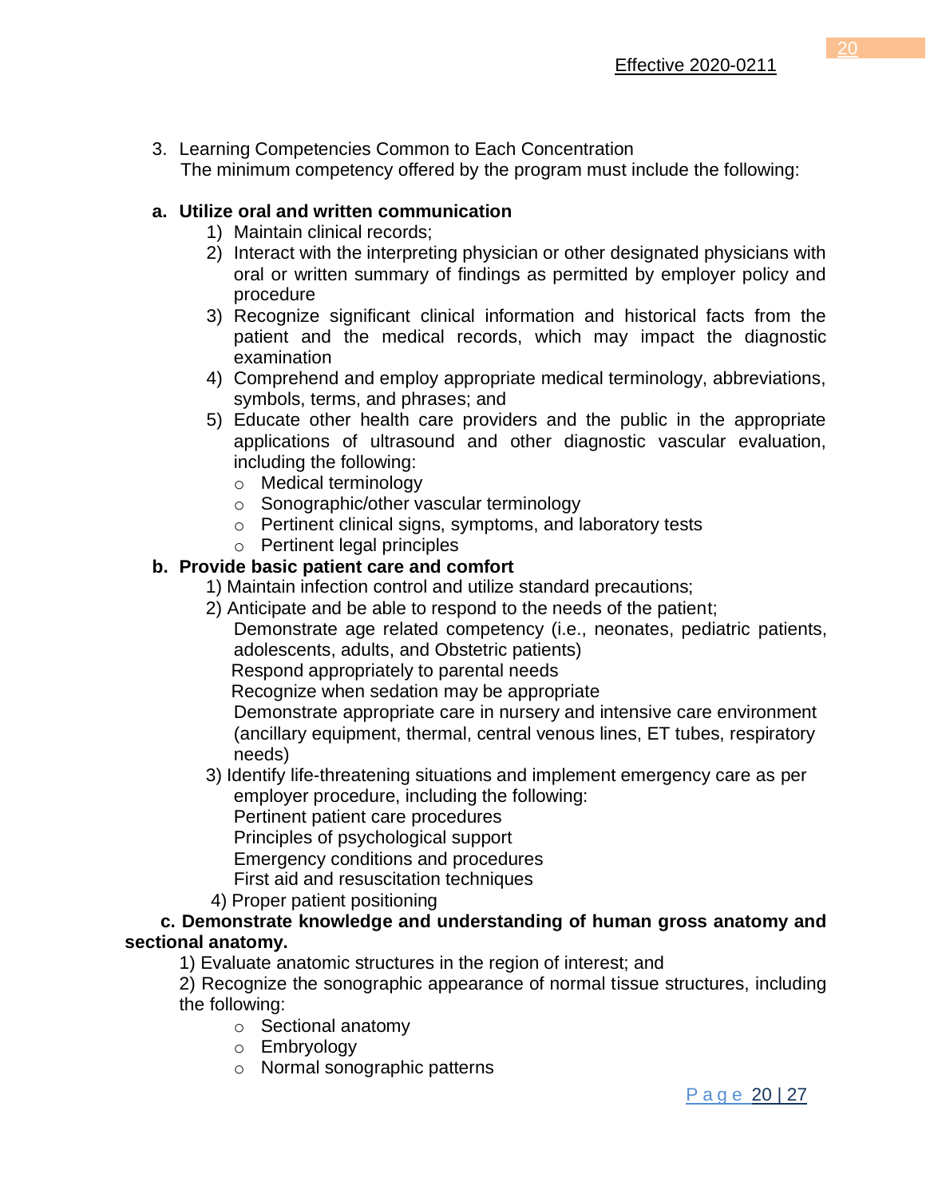3. Learning Competencies Common to Each Concentration
   The minimum competency offered by the program must include the following:

**a. Utilize oral and written communication**

1) Maintain clinical records;
2) Interact with the interpreting physician or other designated physicians with oral or written summary of findings as permitted by employer policy and procedure
3) Recognize significant clinical information and historical facts from the patient and the medical records, which may impact the diagnostic examination
4) Comprehend and employ appropriate medical terminology, abbreviations, symbols, terms, and phrases; and
5) Educate other health care providers and the public in the appropriate applications of ultrasound and other diagnostic vascular evaluation, including the following:
   - Medical terminology
   - Sonographic/other vascular terminology
   - Pertinent clinical signs, symptoms, and laboratory tests
   - Pertinent legal principles

**b. Provide basic patient care and comfort**

1) Maintain infection control and utilize standard precautions;
2) Anticipate and be able to respond to the needs of the patient;
   Demonstrate age related competency (i.e., neonates, pediatric patients, adolescents, adults, and Obstetric patients)
   Respond appropriately to parental needs
   Recognize when sedation may be appropriate
   Demonstrate appropriate care in nursery and intensive care environment (ancillary equipment, thermal, central venous lines, ET tubes, respiratory needs)
3) Identify life-threatening situations and implement emergency care as per employer procedure, including the following:
   Pertinent patient care procedures
   Principles of psychological support
   Emergency conditions and procedures
   First aid and resuscitation techniques
4) Proper patient positioning

**c. Demonstrate knowledge and understanding of human gross anatomy and sectional anatomy.**

1) Evaluate anatomic structures in the region of interest; and
2) Recognize the sonographic appearance of normal tissue structures, including the following:
   - Sectional anatomy
   - Embryology
   - Normal sonographic patterns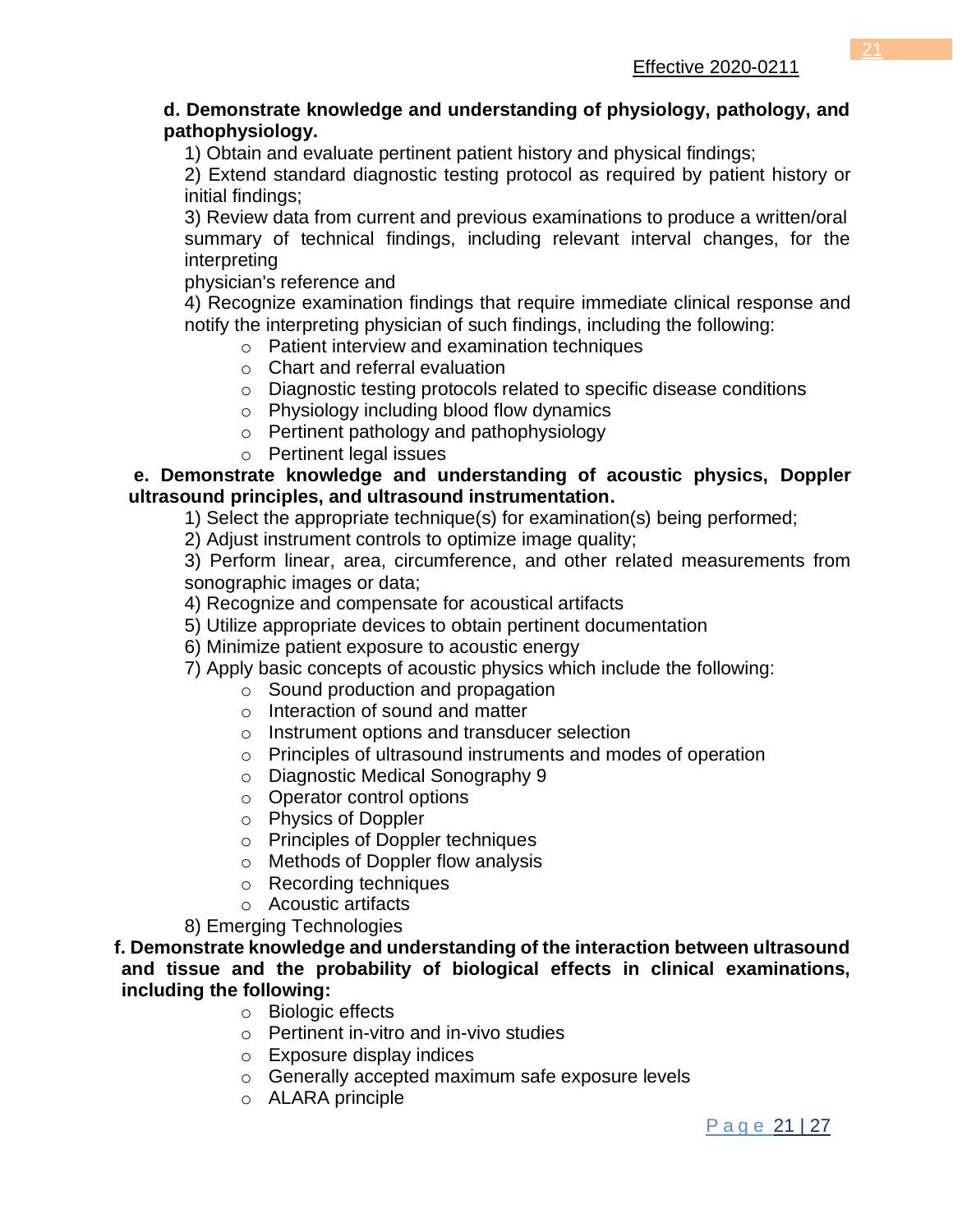**d. Demonstrate knowledge and understanding of physiology, pathology, and pathophysiology.**

1) Obtain and evaluate pertinent patient history and physical findings;
2) Extend standard diagnostic testing protocol as required by patient history or initial findings;
3) Review data from current and previous examinations to produce a written/oral summary of technical findings, including relevant interval changes, for the interpreting physician's reference and
4) Recognize examination findings that require immediate clinical response and notify the interpreting physician of such findings, including the following:
    - Patient interview and examination techniques
    - Chart and referral evaluation
    - Diagnostic testing protocols related to specific disease conditions
    - Physiology including blood flow dynamics
    - Pertinent pathology and pathophysiology
    - Pertinent legal issues

**e. Demonstrate knowledge and understanding of acoustic physics, Doppler ultrasound principles, and ultrasound instrumentation.**

1) Select the appropriate technique(s) for examination(s) being performed;
2) Adjust instrument controls to optimize image quality;
3) Perform linear, area, circumference, and other related measurements from sonographic images or data;
4) Recognize and compensate for acoustical artifacts
5) Utilize appropriate devices to obtain pertinent documentation
6) Minimize patient exposure to acoustic energy
7) Apply basic concepts of acoustic physics which include the following:
    - Sound production and propagation
    - Interaction of sound and matter
    - Instrument options and transducer selection
    - Principles of ultrasound instruments and modes of operation
    - Diagnostic Medical Sonography 9
    - Operator control options
    - Physics of Doppler
    - Principles of Doppler techniques
    - Methods of Doppler flow analysis
    - Recording techniques
    - Acoustic artifacts
8) Emerging Technologies

**f. Demonstrate knowledge and understanding of the interaction between ultrasound and tissue and the probability of biological effects in clinical examinations, including the following:**

- Biologic effects
- Pertinent in-vitro and in-vivo studies
- Exposure display indices
- Generally accepted maximum safe exposure levels
- ALARA principle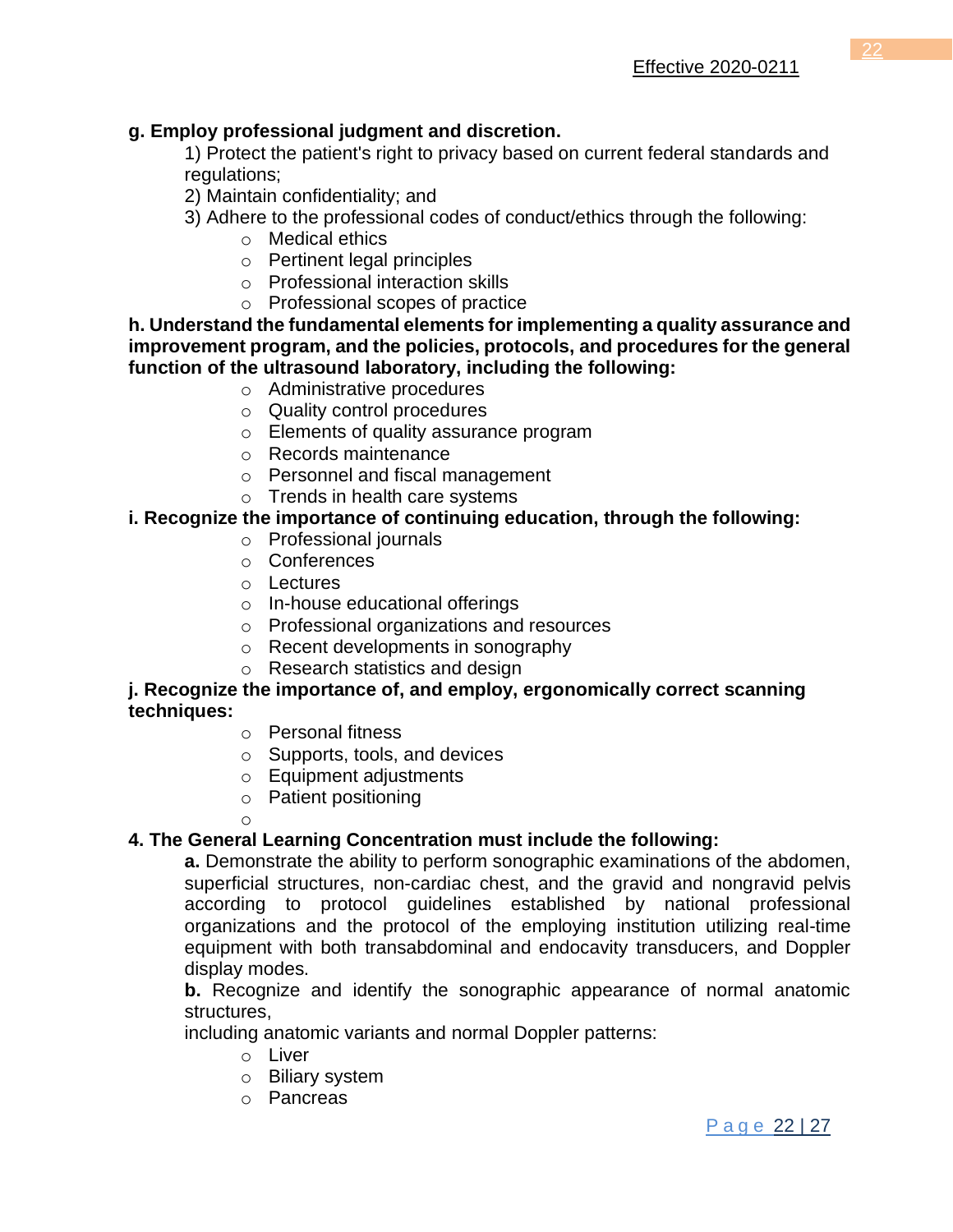**g. Employ professional judgment and discretion.**

1) Protect the patient's right to privacy based on current federal standards and regulations;
2) Maintain confidentiality; and
3) Adhere to the professional codes of conduct/ethics through the following:
   - Medical ethics
   - Pertinent legal principles
   - Professional interaction skills
   - Professional scopes of practice

**h. Understand the fundamental elements for implementing a quality assurance and improvement program, and the policies, protocols, and procedures for the general function of the ultrasound laboratory, including the following:**

- Administrative procedures
- Quality control procedures
- Elements of quality assurance program
- Records maintenance
- Personnel and fiscal management
- Trends in health care systems

**i. Recognize the importance of continuing education, through the following:**

- Professional journals
- Conferences
- Lectures
- In-house educational offerings
- Professional organizations and resources
- Recent developments in sonography
- Research statistics and design

**j. Recognize the importance of, and employ, ergonomically correct scanning techniques:**

- Personal fitness
- Supports, tools, and devices
- Equipment adjustments
- Patient positioning

**4. The General Learning Concentration must include the following:**

**a.** Demonstrate the ability to perform sonographic examinations of the abdomen, superficial structures, non-cardiac chest, and the gravid and nongravid pelvis according to protocol guidelines established by national professional organizations and the protocol of the employing institution utilizing real-time equipment with both transabdominal and endocavity transducers, and Doppler display modes.

**b.** Recognize and identify the sonographic appearance of normal anatomic structures,
including anatomic variants and normal Doppler patterns:

- Liver
- Biliary system
- Pancreas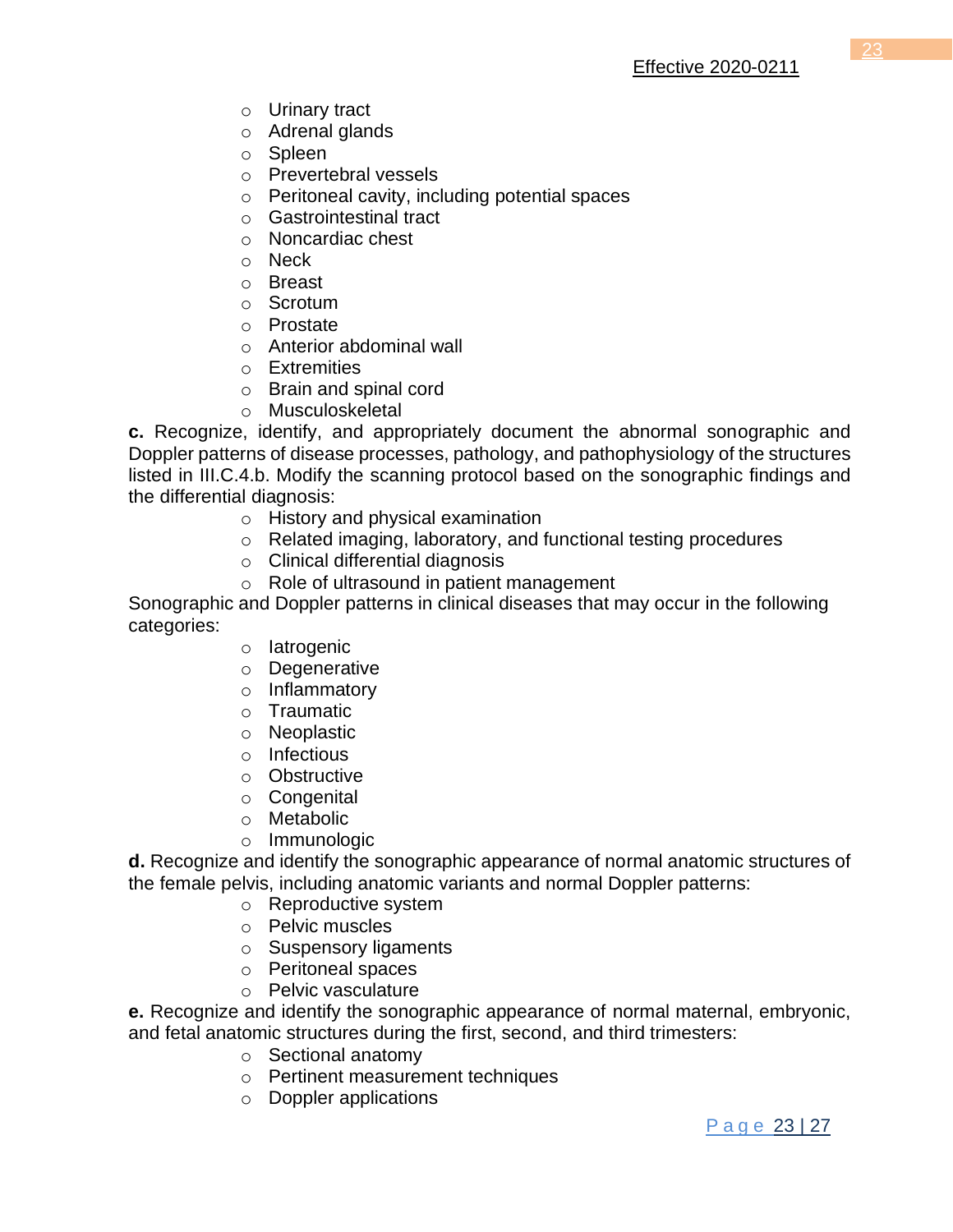- Urinary tract
- Adrenal glands
- Spleen
- Prevertebral vessels
- Peritoneal cavity, including potential spaces
- Gastrointestinal tract
- Noncardiac chest
- Neck
- Breast
- Scrotum
- Prostate
- Anterior abdominal wall
- Extremities
- Brain and spinal cord
- Musculoskeletal

**c.** Recognize, identify, and appropriately document the abnormal sonographic and Doppler patterns of disease processes, pathology, and pathophysiology of the structures listed in III.C.4.b. Modify the scanning protocol based on the sonographic findings and the differential diagnosis:

- History and physical examination
- Related imaging, laboratory, and functional testing procedures
- Clinical differential diagnosis
- Role of ultrasound in patient management

Sonographic and Doppler patterns in clinical diseases that may occur in the following categories:

- Iatrogenic
- Degenerative
- Inflammatory
- Traumatic
- Neoplastic
- Infectious
- Obstructive
- Congenital
- Metabolic
- Immunologic

**d.** Recognize and identify the sonographic appearance of normal anatomic structures of the female pelvis, including anatomic variants and normal Doppler patterns:

- Reproductive system
- Pelvic muscles
- Suspensory ligaments
- Peritoneal spaces
- Pelvic vasculature

**e.** Recognize and identify the sonographic appearance of normal maternal, embryonic, and fetal anatomic structures during the first, second, and third trimesters:

- Sectional anatomy
- Pertinent measurement techniques
- Doppler applications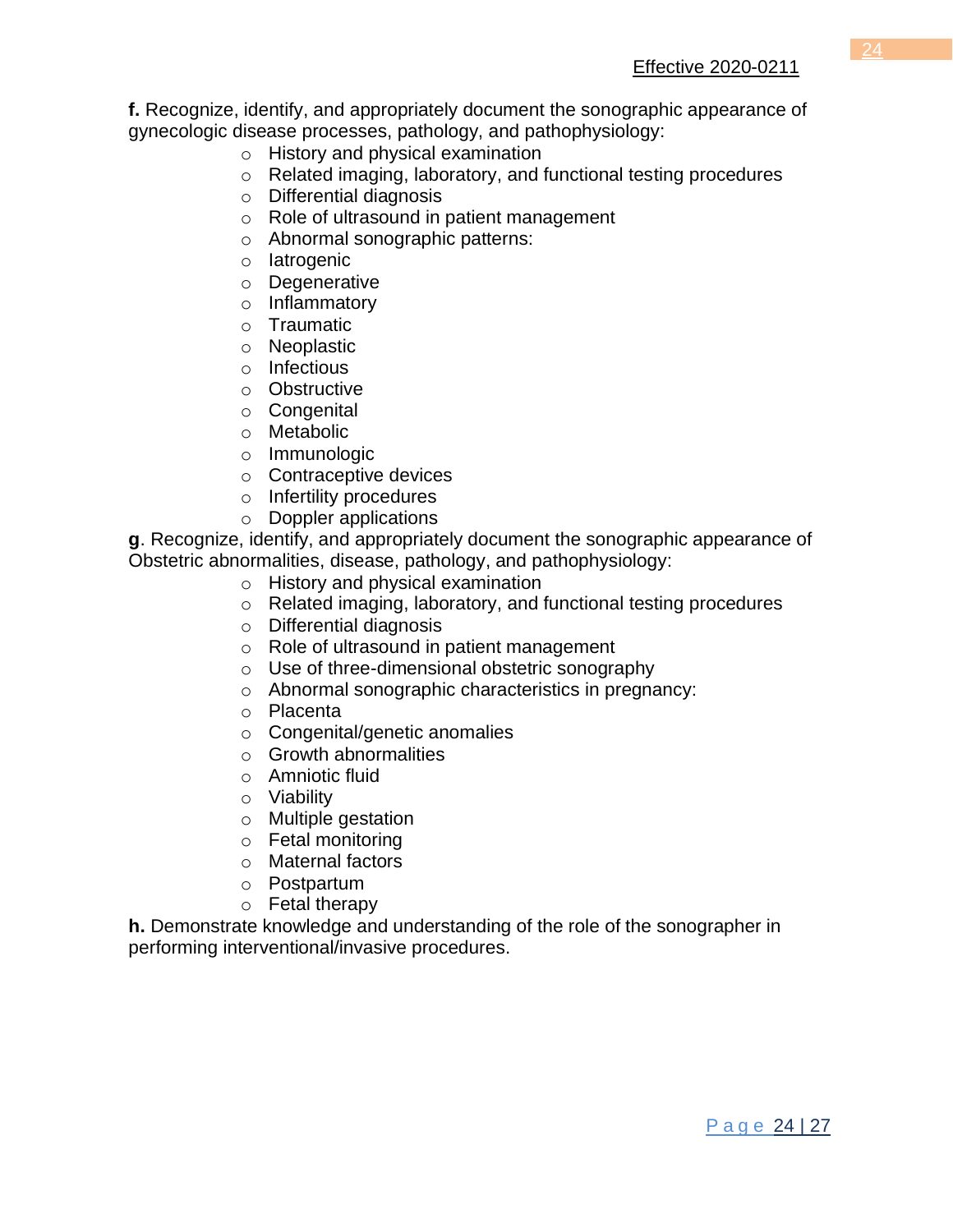**f.** Recognize, identify, and appropriately document the sonographic appearance of gynecologic disease processes, pathology, and pathophysiology:

- History and physical examination
- Related imaging, laboratory, and functional testing procedures
- Differential diagnosis
- Role of ultrasound in patient management
- Abnormal sonographic patterns:
- Iatrogenic
- Degenerative
- Inflammatory
- Traumatic
- Neoplastic
- Infectious
- Obstructive
- Congenital
- Metabolic
- Immunologic
- Contraceptive devices
- Infertility procedures
- Doppler applications

**g**. Recognize, identify, and appropriately document the sonographic appearance of Obstetric abnormalities, disease, pathology, and pathophysiology:

- History and physical examination
- Related imaging, laboratory, and functional testing procedures
- Differential diagnosis
- Role of ultrasound in patient management
- Use of three-dimensional obstetric sonography
- Abnormal sonographic characteristics in pregnancy:
- Placenta
- Congenital/genetic anomalies
- Growth abnormalities
- Amniotic fluid
- Viability
- Multiple gestation
- Fetal monitoring
- Maternal factors
- Postpartum
- Fetal therapy

**h.** Demonstrate knowledge and understanding of the role of the sonographer in performing interventional/invasive procedures.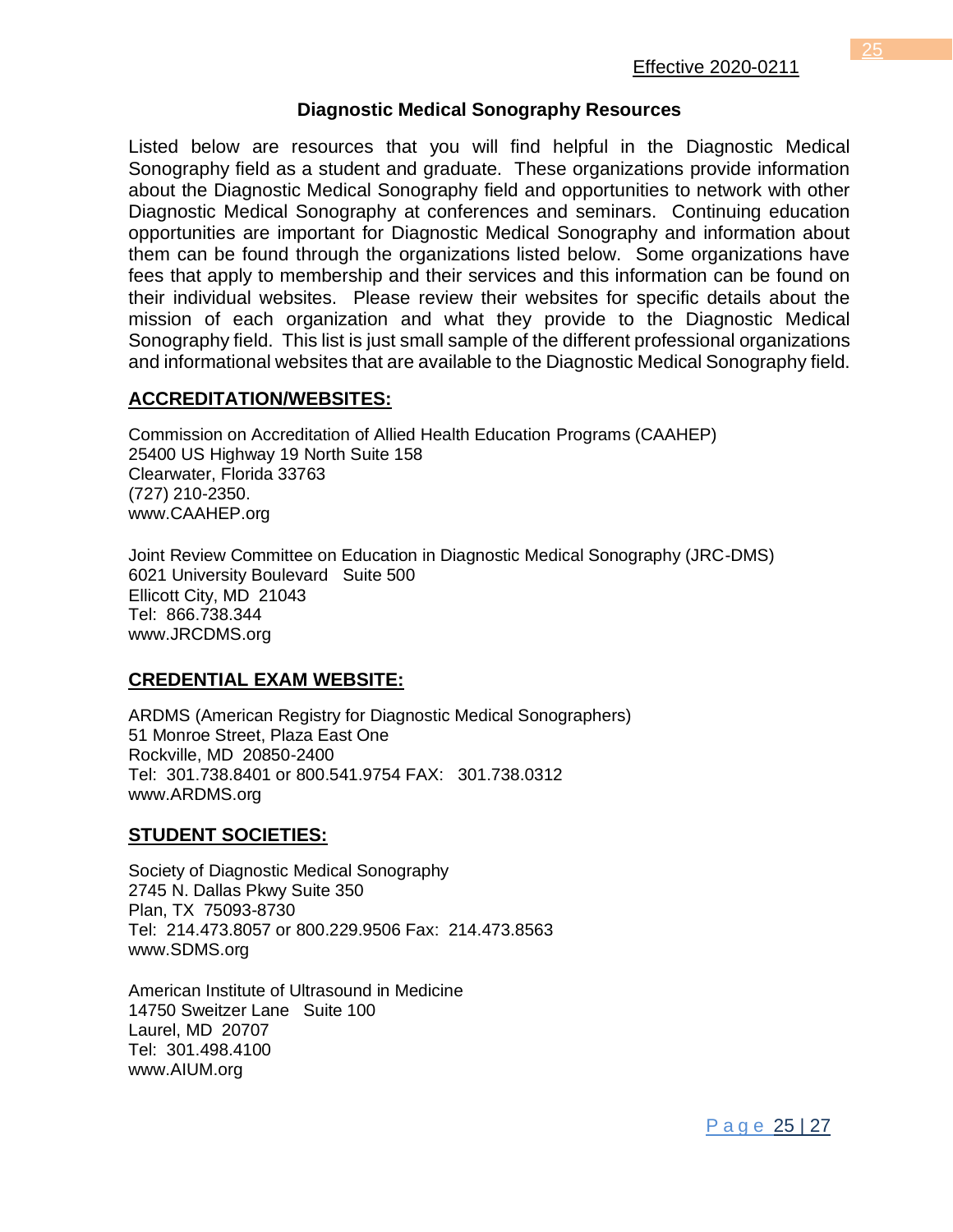## Diagnostic Medical Sonography Resources

Listed below are resources that you will find helpful in the Diagnostic Medical Sonography field as a student and graduate. These organizations provide information about the Diagnostic Medical Sonography field and opportunities to network with other Diagnostic Medical Sonography at conferences and seminars. Continuing education opportunities are important for Diagnostic Medical Sonography and information about them can be found through the organizations listed below. Some organizations have fees that apply to membership and their services and this information can be found on their individual websites. Please review their websites for specific details about the mission of each organization and what they provide to the Diagnostic Medical Sonography field. This list is just small sample of the different professional organizations and informational websites that are available to the Diagnostic Medical Sonography field.

### ACCREDITATION/WEBSITES:

Commission on Accreditation of Allied Health Education Programs (CAAHEP)
25400 US Highway 19 North Suite 158
Clearwater, Florida 33763
(727) 210-2350.
www.CAAHEP.org

Joint Review Committee on Education in Diagnostic Medical Sonography (JRC-DMS)
6021 University Boulevard Suite 500
Ellicott City, MD 21043
Tel: 866.738.344
www.JRCDMS.org

### CREDENTIAL EXAM WEBSITE:

ARDMS (American Registry for Diagnostic Medical Sonographers)
51 Monroe Street, Plaza East One
Rockville, MD 20850-2400
Tel: 301.738.8401 or 800.541.9754 FAX: 301.738.0312
www.ARDMS.org

### STUDENT SOCIETIES:

Society of Diagnostic Medical Sonography
2745 N. Dallas Pkwy Suite 350
Plan, TX 75093-8730
Tel: 214.473.8057 or 800.229.9506 Fax: 214.473.8563
www.SDMS.org

American Institute of Ultrasound in Medicine
14750 Sweitzer Lane Suite 100
Laurel, MD 20707
Tel: 301.498.4100
www.AIUM.org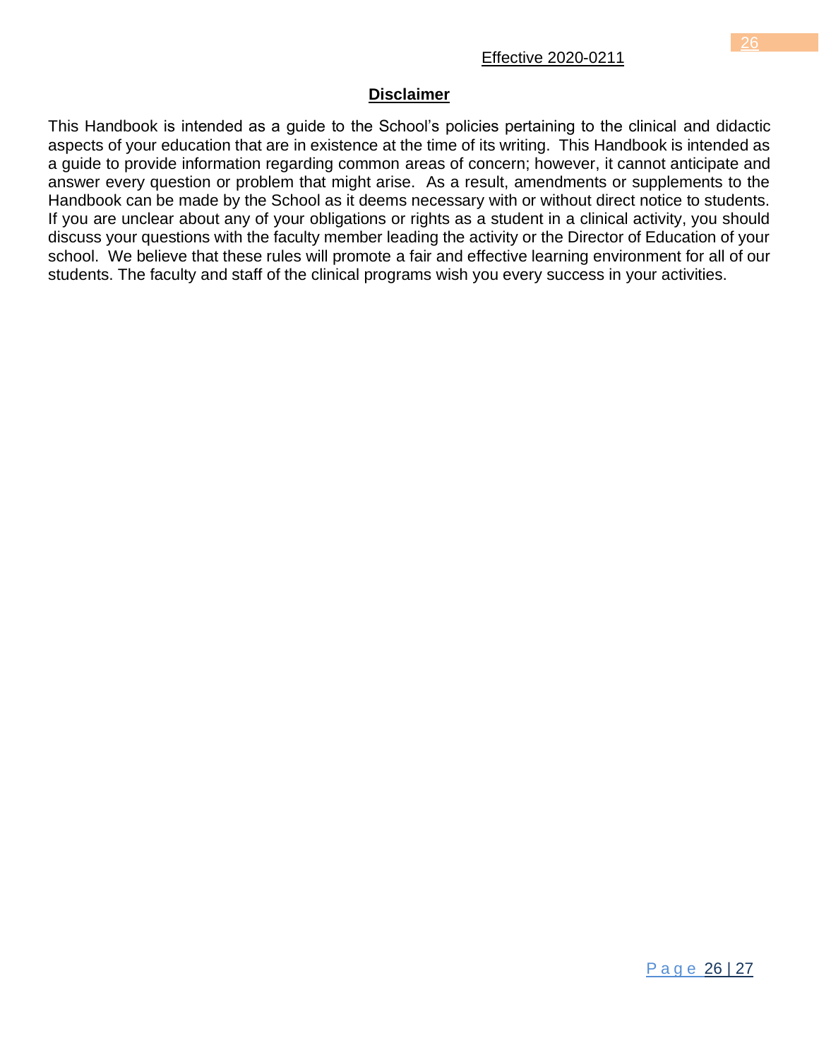## Disclaimer

This Handbook is intended as a guide to the School's policies pertaining to the clinical and didactic aspects of your education that are in existence at the time of its writing. This Handbook is intended as a guide to provide information regarding common areas of concern; however, it cannot anticipate and answer every question or problem that might arise. As a result, amendments or supplements to the Handbook can be made by the School as it deems necessary with or without direct notice to students. If you are unclear about any of your obligations or rights as a student in a clinical activity, you should discuss your questions with the faculty member leading the activity or the Director of Education of your school. We believe that these rules will promote a fair and effective learning environment for all of our students. The faculty and staff of the clinical programs wish you every success in your activities.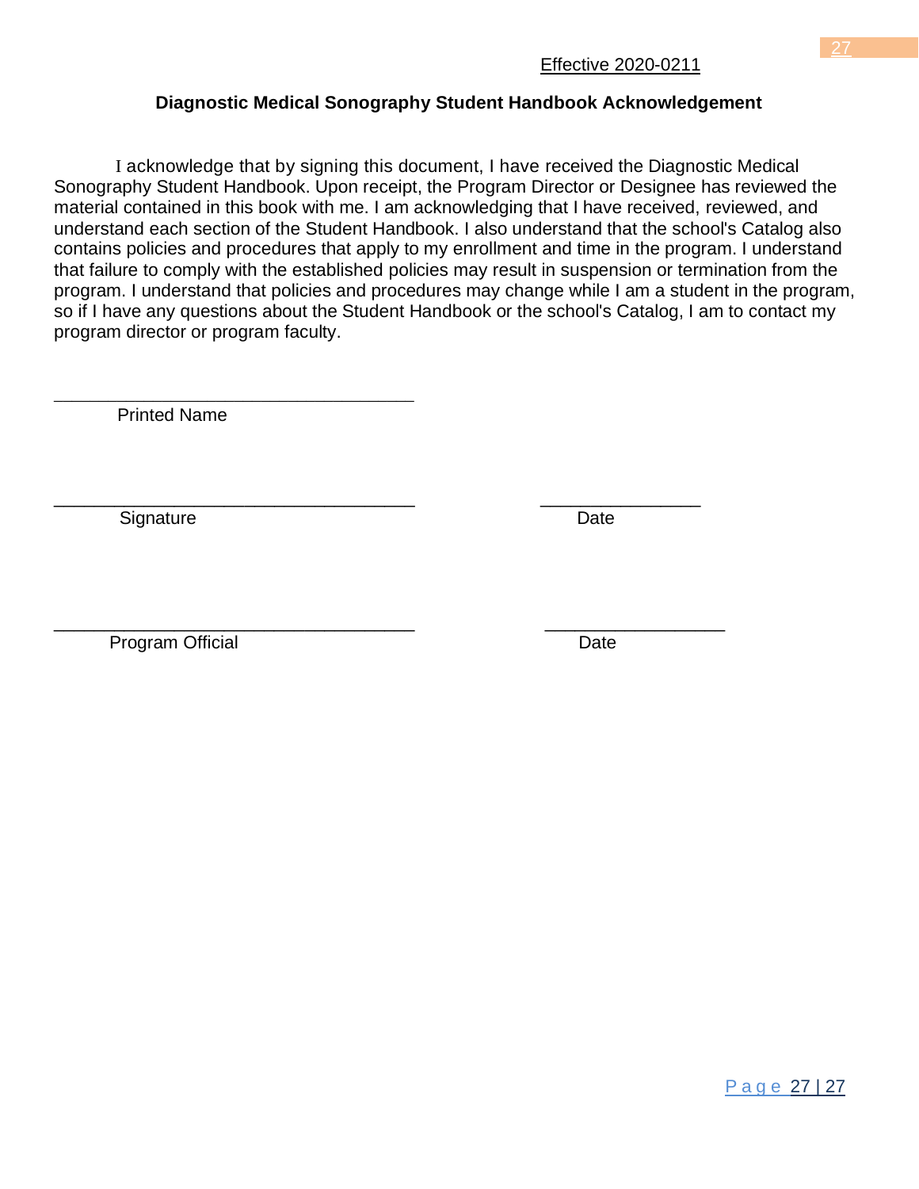Effective 2020-0211

**Diagnostic Medical Sonography Student Handbook Acknowledgement**

I acknowledge that by signing this document, I have received the Diagnostic Medical Sonography Student Handbook. Upon receipt, the Program Director or Designee has reviewed the material contained in this book with me. I am acknowledging that I have received, reviewed, and understand each section of the Student Handbook. I also understand that the school's Catalog also contains policies and procedures that apply to my enrollment and time in the program. I understand that failure to comply with the established policies may result in suspension or termination from the program. I understand that policies and procedures may change while I am a student in the program, so if I have any questions about the Student Handbook or the school's Catalog, I am to contact my program director or program faculty.

\_\_\_\_\_\_\_\_\_\_\_\_\_\_\_\_\_\_\_\_\_\_\_\_\_\_\_\_\_\_\_\_\_\_\_\_
Printed Name

\_\_\_\_\_\_\_\_\_\_\_\_\_\_\_\_\_\_\_\_\_\_\_\_\_\_\_\_\_\_\_\_\_\_\_\_ \_\_\_\_\_\_\_\_\_\_\_\_\_\_\_\_
Signature Date

\_\_\_\_\_\_\_\_\_\_\_\_\_\_\_\_\_\_\_\_\_\_\_\_\_\_\_\_\_\_\_\_\_\_\_\_ \_\_\_\_\_\_\_\_\_\_\_\_\_\_\_\_\_\_
Program Official Date